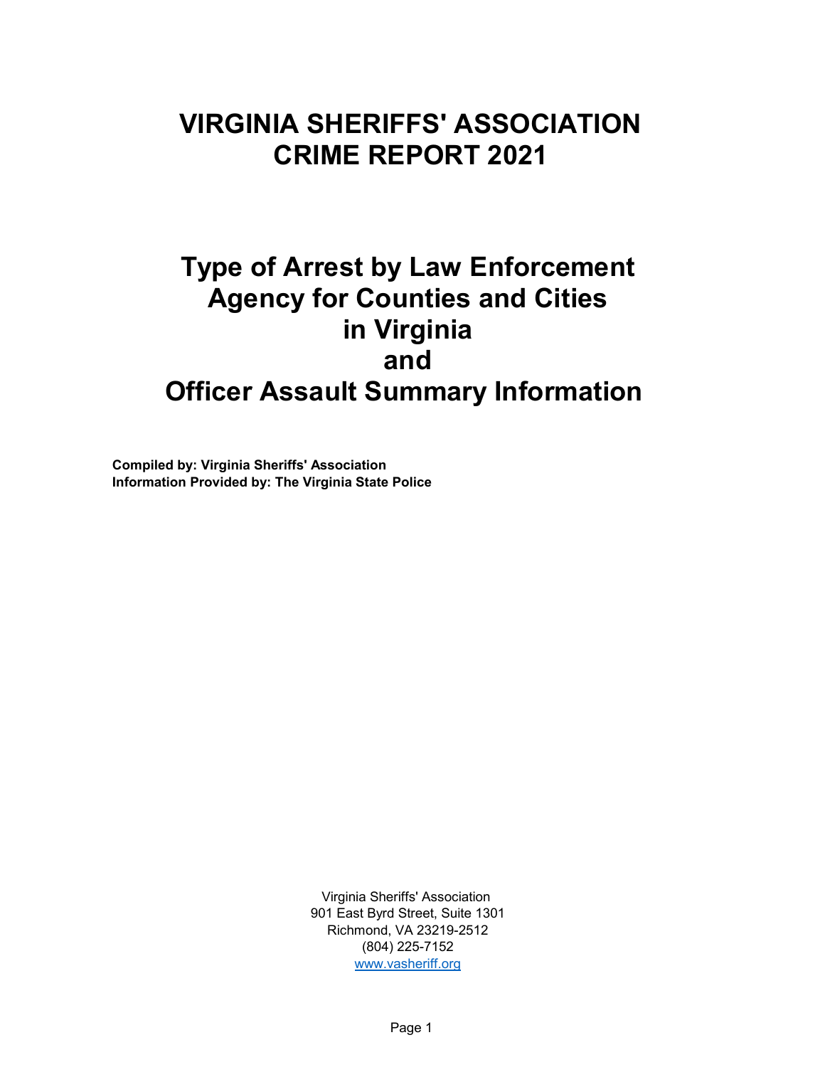# VIRGINIA SHERIFFS' ASSOCIATION
# CRIME REPORT 2021

## Type of Arrest by Law Enforcement Agency for Counties and Cities in Virginia and Officer Assault Summary Information

**Compiled by: Virginia Sheriffs' Association**
**Information Provided by: The Virginia State Police**

Virginia Sheriffs' Association
901 East Byrd Street, Suite 1301
Richmond, VA 23219-2512
(804) 225-7152
www.vasheriff.org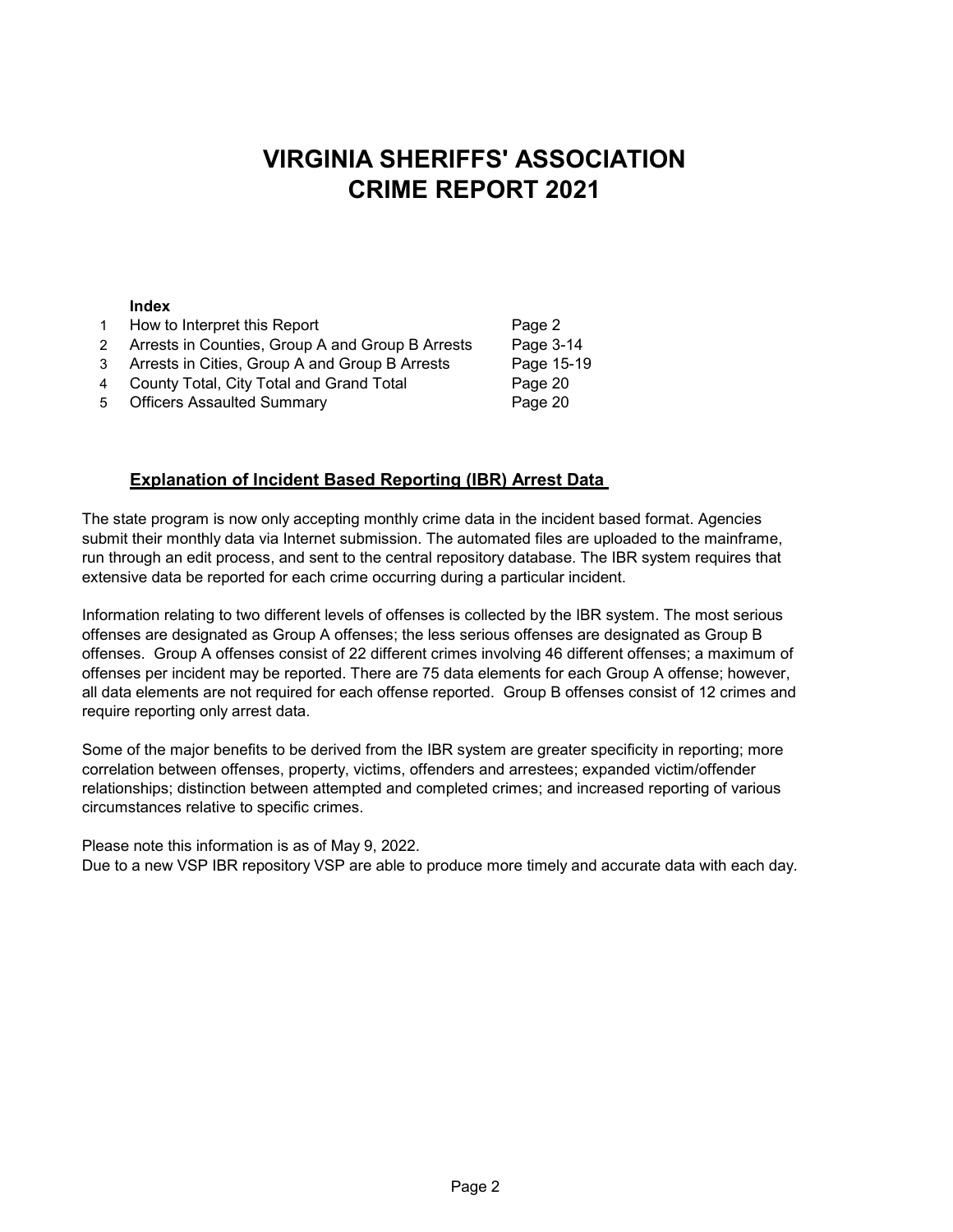# VIRGINIA SHERIFFS' ASSOCIATION CRIME REPORT 2021

**Index**

| | | |
|---|---|---|
| 1 | How to Interpret this Report | Page 2 |
| 2 | Arrests in Counties, Group A and Group B Arrests | Page 3-14 |
| 3 | Arrests in Cities, Group A and Group B Arrests | Page 15-19 |
| 4 | County Total, City Total and Grand Total | Page 20 |
| 5 | Officers Assaulted Summary | Page 20 |

## Explanation of Incident Based Reporting (IBR) Arrest Data

The state program is now only accepting monthly crime data in the incident based format. Agencies submit their monthly data via Internet submission. The automated files are uploaded to the mainframe, run through an edit process, and sent to the central repository database. The IBR system requires that extensive data be reported for each crime occurring during a particular incident.

Information relating to two different levels of offenses is collected by the IBR system. The most serious offenses are designated as Group A offenses; the less serious offenses are designated as Group B offenses. Group A offenses consist of 22 different crimes involving 46 different offenses; a maximum of offenses per incident may be reported. There are 75 data elements for each Group A offense; however, all data elements are not required for each offense reported. Group B offenses consist of 12 crimes and require reporting only arrest data.

Some of the major benefits to be derived from the IBR system are greater specificity in reporting; more correlation between offenses, property, victims, offenders and arrestees; expanded victim/offender relationships; distinction between attempted and completed crimes; and increased reporting of various circumstances relative to specific crimes.

Please note this information is as of May 9, 2022.
Due to a new VSP IBR repository VSP are able to produce more timely and accurate data with each day.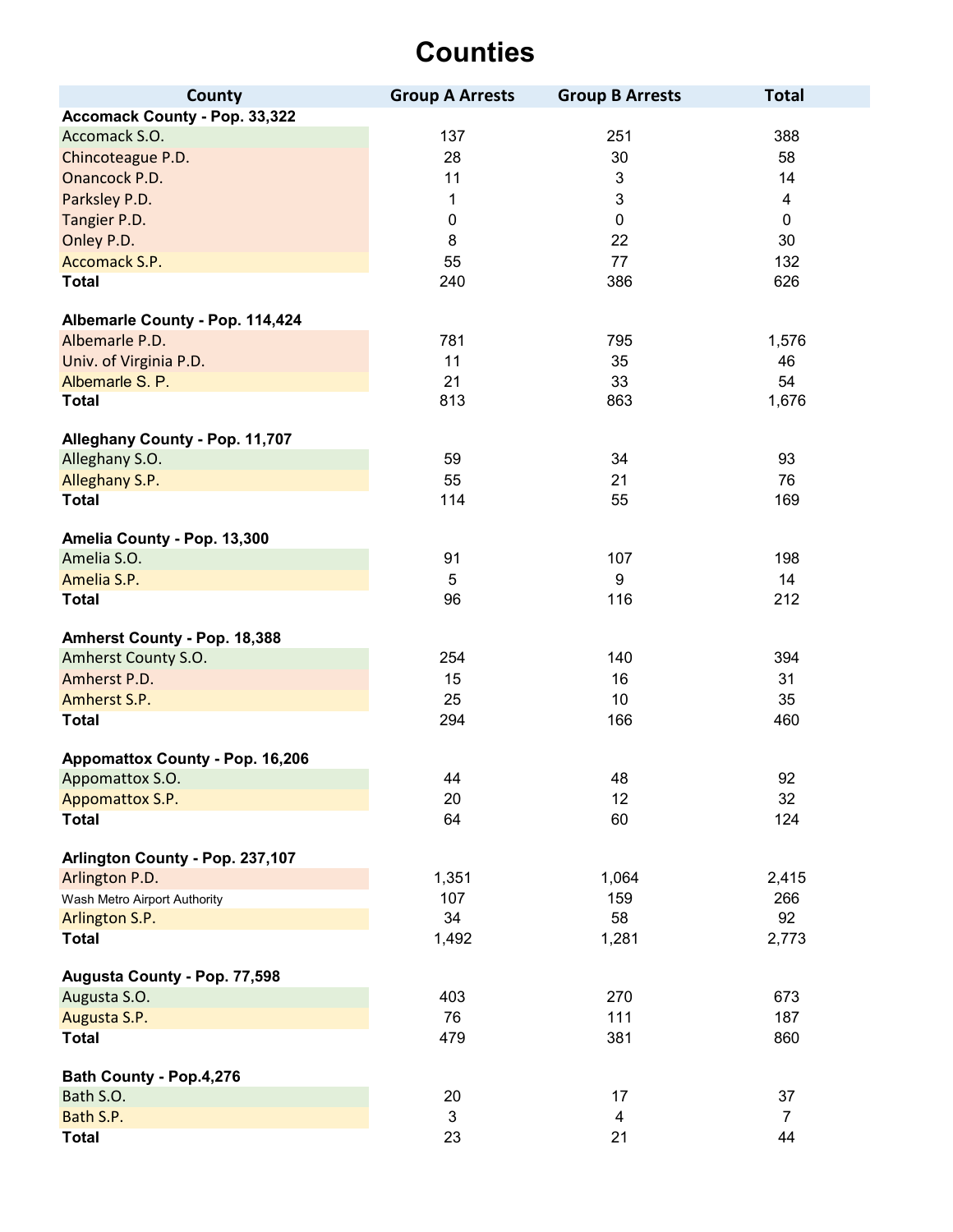# Counties

| County | Group A Arrests | Group B Arrests | Total |
|---|---|---|---|
| **Accomack County - Pop. 33,322** | | | |
| Accomack S.O. | 137 | 251 | 388 |
| Chincoteague P.D. | 28 | 30 | 58 |
| Onancock P.D. | 11 | 3 | 14 |
| Parksley P.D. | 1 | 3 | 4 |
| Tangier P.D. | 0 | 0 | 0 |
| Onley P.D. | 8 | 22 | 30 |
| Accomack S.P. | 55 | 77 | 132 |
| **Total** | 240 | 386 | 626 |
| **Albemarle County - Pop. 114,424** | | | |
| Albemarle P.D. | 781 | 795 | 1,576 |
| Univ. of Virginia P.D. | 11 | 35 | 46 |
| Albemarle S. P. | 21 | 33 | 54 |
| **Total** | 813 | 863 | 1,676 |
| **Alleghany County - Pop. 11,707** | | | |
| Alleghany S.O. | 59 | 34 | 93 |
| Alleghany S.P. | 55 | 21 | 76 |
| **Total** | 114 | 55 | 169 |
| **Amelia County - Pop. 13,300** | | | |
| Amelia S.O. | 91 | 107 | 198 |
| Amelia S.P. | 5 | 9 | 14 |
| **Total** | 96 | 116 | 212 |
| **Amherst County - Pop. 18,388** | | | |
| Amherst County S.O. | 254 | 140 | 394 |
| Amherst P.D. | 15 | 16 | 31 |
| Amherst S.P. | 25 | 10 | 35 |
| **Total** | 294 | 166 | 460 |
| **Appomattox County - Pop. 16,206** | | | |
| Appomattox S.O. | 44 | 48 | 92 |
| Appomattox S.P. | 20 | 12 | 32 |
| **Total** | 64 | 60 | 124 |
| **Arlington County - Pop. 237,107** | | | |
| Arlington P.D. | 1,351 | 1,064 | 2,415 |
| Wash Metro Airport Authority | 107 | 159 | 266 |
| Arlington S.P. | 34 | 58 | 92 |
| **Total** | 1,492 | 1,281 | 2,773 |
| **Augusta County - Pop. 77,598** | | | |
| Augusta S.O. | 403 | 270 | 673 |
| Augusta S.P. | 76 | 111 | 187 |
| **Total** | 479 | 381 | 860 |
| **Bath County - Pop.4,276** | | | |
| Bath S.O. | 20 | 17 | 37 |
| Bath S.P. | 3 | 4 | 7 |
| **Total** | 23 | 21 | 44 |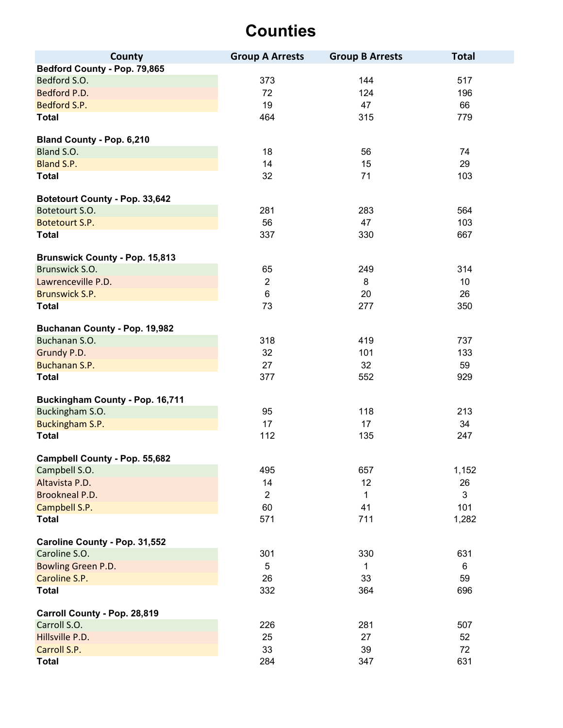# Counties

| County | Group A Arrests | Group B Arrests | Total |
|---|---|---|---|
| **Bedford County - Pop. 79,865** | | | |
| Bedford S.O. | 373 | 144 | 517 |
| Bedford P.D. | 72 | 124 | 196 |
| Bedford S.P. | 19 | 47 | 66 |
| **Total** | 464 | 315 | 779 |
| **Bland County - Pop. 6,210** | | | |
| Bland S.O. | 18 | 56 | 74 |
| Bland S.P. | 14 | 15 | 29 |
| **Total** | 32 | 71 | 103 |
| **Botetourt County - Pop. 33,642** | | | |
| Botetourt S.O. | 281 | 283 | 564 |
| Botetourt S.P. | 56 | 47 | 103 |
| **Total** | 337 | 330 | 667 |
| **Brunswick County - Pop. 15,813** | | | |
| Brunswick S.O. | 65 | 249 | 314 |
| Lawrenceville P.D. | 2 | 8 | 10 |
| Brunswick S.P. | 6 | 20 | 26 |
| **Total** | 73 | 277 | 350 |
| **Buchanan County - Pop. 19,982** | | | |
| Buchanan S.O. | 318 | 419 | 737 |
| Grundy P.D. | 32 | 101 | 133 |
| Buchanan S.P. | 27 | 32 | 59 |
| **Total** | 377 | 552 | 929 |
| **Buckingham County - Pop. 16,711** | | | |
| Buckingham S.O. | 95 | 118 | 213 |
| Buckingham S.P. | 17 | 17 | 34 |
| **Total** | 112 | 135 | 247 |
| **Campbell County - Pop. 55,682** | | | |
| Campbell S.O. | 495 | 657 | 1,152 |
| Altavista P.D. | 14 | 12 | 26 |
| Brookneal P.D. | 2 | 1 | 3 |
| Campbell S.P. | 60 | 41 | 101 |
| **Total** | 571 | 711 | 1,282 |
| **Caroline County - Pop. 31,552** | | | |
| Caroline S.O. | 301 | 330 | 631 |
| Bowling Green P.D. | 5 | 1 | 6 |
| Caroline S.P. | 26 | 33 | 59 |
| **Total** | 332 | 364 | 696 |
| **Carroll County - Pop. 28,819** | | | |
| Carroll S.O. | 226 | 281 | 507 |
| Hillsville P.D. | 25 | 27 | 52 |
| Carroll S.P. | 33 | 39 | 72 |
| **Total** | 284 | 347 | 631 |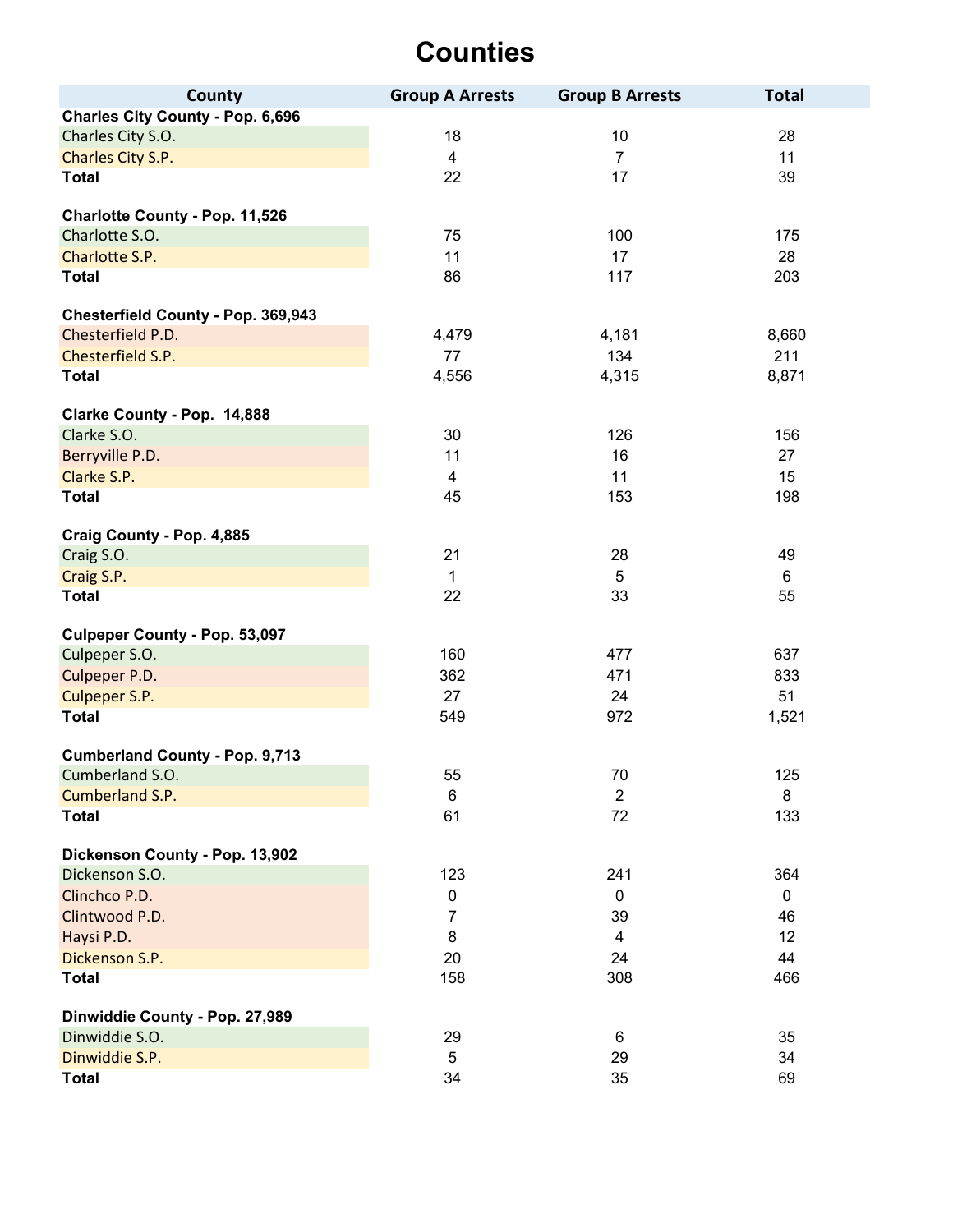# Counties

| County | Group A Arrests | Group B Arrests | Total |
|---|---|---|---|
| **Charles City County - Pop. 6,696** | | | |
| Charles City S.O. | 18 | 10 | 28 |
| Charles City S.P. | 4 | 7 | 11 |
| **Total** | 22 | 17 | 39 |
| | | | |
| **Charlotte County - Pop. 11,526** | | | |
| Charlotte S.O. | 75 | 100 | 175 |
| Charlotte S.P. | 11 | 17 | 28 |
| **Total** | 86 | 117 | 203 |
| | | | |
| **Chesterfield County - Pop. 369,943** | | | |
| Chesterfield P.D. | 4,479 | 4,181 | 8,660 |
| Chesterfield S.P. | 77 | 134 | 211 |
| **Total** | 4,556 | 4,315 | 8,871 |
| | | | |
| **Clarke County - Pop. 14,888** | | | |
| Clarke S.O. | 30 | 126 | 156 |
| Berryville P.D. | 11 | 16 | 27 |
| Clarke S.P. | 4 | 11 | 15 |
| **Total** | 45 | 153 | 198 |
| | | | |
| **Craig County - Pop. 4,885** | | | |
| Craig S.O. | 21 | 28 | 49 |
| Craig S.P. | 1 | 5 | 6 |
| **Total** | 22 | 33 | 55 |
| | | | |
| **Culpeper County - Pop. 53,097** | | | |
| Culpeper S.O. | 160 | 477 | 637 |
| Culpeper P.D. | 362 | 471 | 833 |
| Culpeper S.P. | 27 | 24 | 51 |
| **Total** | 549 | 972 | 1,521 |
| | | | |
| **Cumberland County - Pop. 9,713** | | | |
| Cumberland S.O. | 55 | 70 | 125 |
| Cumberland S.P. | 6 | 2 | 8 |
| **Total** | 61 | 72 | 133 |
| | | | |
| **Dickenson County - Pop. 13,902** | | | |
| Dickenson S.O. | 123 | 241 | 364 |
| Clinchco P.D. | 0 | 0 | 0 |
| Clintwood P.D. | 7 | 39 | 46 |
| Haysi P.D. | 8 | 4 | 12 |
| Dickenson S.P. | 20 | 24 | 44 |
| **Total** | 158 | 308 | 466 |
| | | | |
| **Dinwiddie County - Pop. 27,989** | | | |
| Dinwiddie S.O. | 29 | 6 | 35 |
| Dinwiddie S.P. | 5 | 29 | 34 |
| **Total** | 34 | 35 | 69 |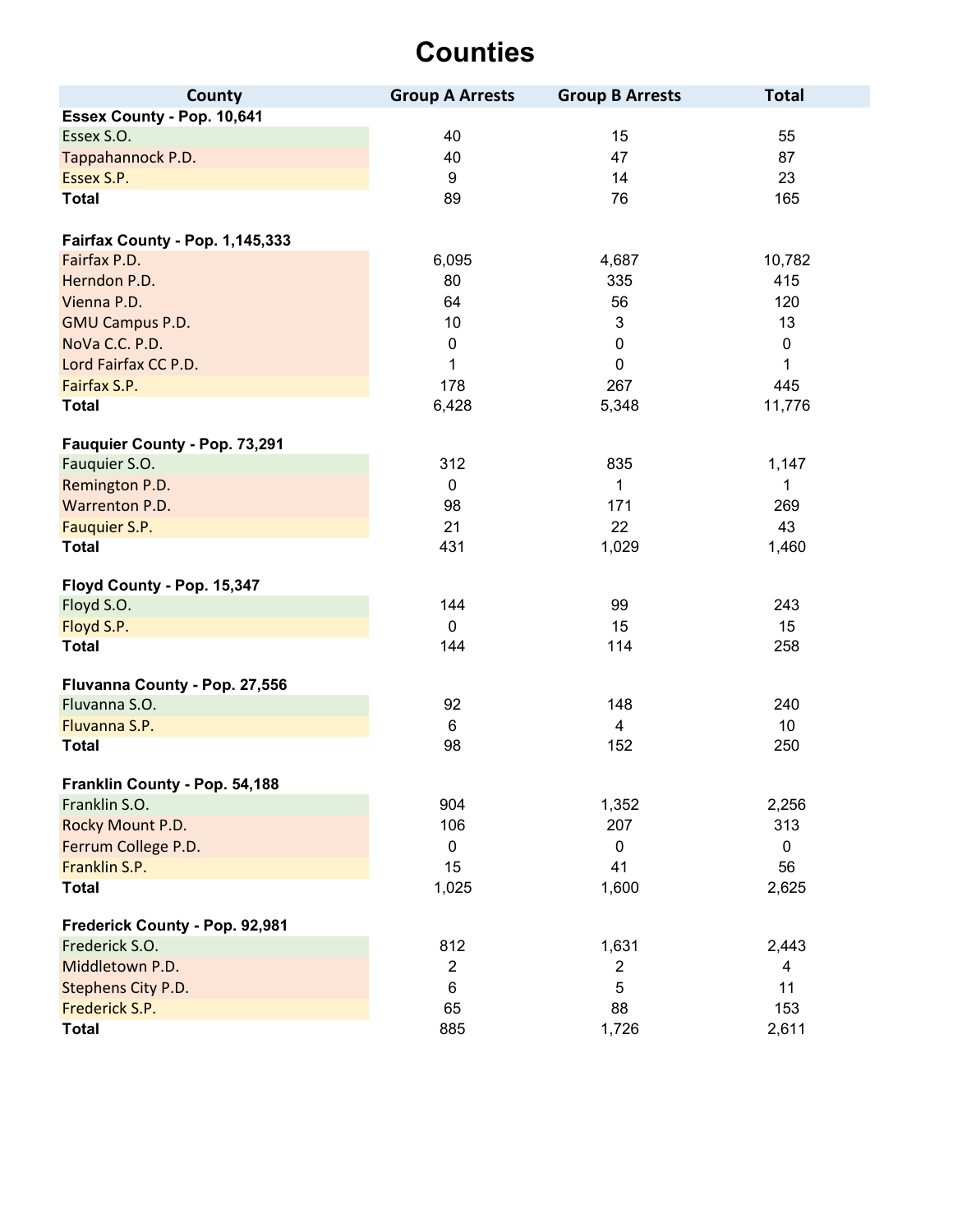# Counties

| County | Group A Arrests | Group B Arrests | Total |
|---|---|---|---|
| **Essex County - Pop. 10,641** | | | |
| Essex S.O. | 40 | 15 | 55 |
| Tappahannock P.D. | 40 | 47 | 87 |
| Essex S.P. | 9 | 14 | 23 |
| **Total** | 89 | 76 | 165 |
| | | | |
| **Fairfax County - Pop. 1,145,333** | | | |
| Fairfax P.D. | 6,095 | 4,687 | 10,782 |
| Herndon P.D. | 80 | 335 | 415 |
| Vienna P.D. | 64 | 56 | 120 |
| GMU Campus P.D. | 10 | 3 | 13 |
| NoVa C.C. P.D. | 0 | 0 | 0 |
| Lord Fairfax CC P.D. | 1 | 0 | 1 |
| Fairfax S.P. | 178 | 267 | 445 |
| **Total** | 6,428 | 5,348 | 11,776 |
| | | | |
| **Fauquier County - Pop. 73,291** | | | |
| Fauquier S.O. | 312 | 835 | 1,147 |
| Remington P.D. | 0 | 1 | 1 |
| Warrenton P.D. | 98 | 171 | 269 |
| Fauquier S.P. | 21 | 22 | 43 |
| **Total** | 431 | 1,029 | 1,460 |
| | | | |
| **Floyd County - Pop. 15,347** | | | |
| Floyd S.O. | 144 | 99 | 243 |
| Floyd S.P. | 0 | 15 | 15 |
| **Total** | 144 | 114 | 258 |
| | | | |
| **Fluvanna County - Pop. 27,556** | | | |
| Fluvanna S.O. | 92 | 148 | 240 |
| Fluvanna S.P. | 6 | 4 | 10 |
| **Total** | 98 | 152 | 250 |
| | | | |
| **Franklin County - Pop. 54,188** | | | |
| Franklin S.O. | 904 | 1,352 | 2,256 |
| Rocky Mount P.D. | 106 | 207 | 313 |
| Ferrum College P.D. | 0 | 0 | 0 |
| Franklin S.P. | 15 | 41 | 56 |
| **Total** | 1,025 | 1,600 | 2,625 |
| | | | |
| **Frederick County - Pop. 92,981** | | | |
| Frederick S.O. | 812 | 1,631 | 2,443 |
| Middletown P.D. | 2 | 2 | 4 |
| Stephens City P.D. | 6 | 5 | 11 |
| Frederick S.P. | 65 | 88 | 153 |
| **Total** | 885 | 1,726 | 2,611 |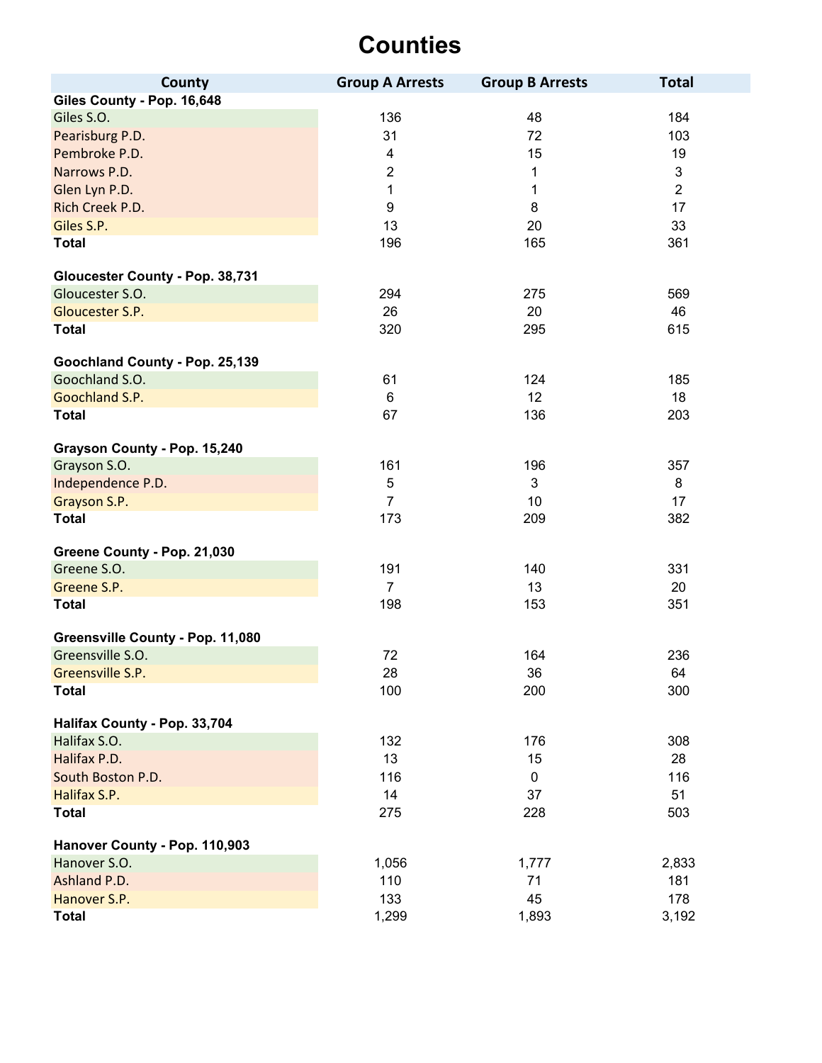# Counties

| County | Group A Arrests | Group B Arrests | Total |
|---|---|---|---|
| **Giles County - Pop. 16,648** | | | |
| Giles S.O. | 136 | 48 | 184 |
| Pearisburg P.D. | 31 | 72 | 103 |
| Pembroke P.D. | 4 | 15 | 19 |
| Narrows P.D. | 2 | 1 | 3 |
| Glen Lyn P.D. | 1 | 1 | 2 |
| Rich Creek P.D. | 9 | 8 | 17 |
| Giles S.P. | 13 | 20 | 33 |
| **Total** | 196 | 165 | 361 |
| | | | |
| **Gloucester County - Pop. 38,731** | | | |
| Gloucester S.O. | 294 | 275 | 569 |
| Gloucester S.P. | 26 | 20 | 46 |
| **Total** | 320 | 295 | 615 |
| | | | |
| **Goochland County - Pop. 25,139** | | | |
| Goochland S.O. | 61 | 124 | 185 |
| Goochland S.P. | 6 | 12 | 18 |
| **Total** | 67 | 136 | 203 |
| | | | |
| **Grayson County - Pop. 15,240** | | | |
| Grayson S.O. | 161 | 196 | 357 |
| Independence P.D. | 5 | 3 | 8 |
| Grayson S.P. | 7 | 10 | 17 |
| **Total** | 173 | 209 | 382 |
| | | | |
| **Greene County - Pop. 21,030** | | | |
| Greene S.O. | 191 | 140 | 331 |
| Greene S.P. | 7 | 13 | 20 |
| **Total** | 198 | 153 | 351 |
| | | | |
| **Greensville County - Pop. 11,080** | | | |
| Greensville S.O. | 72 | 164 | 236 |
| Greensville S.P. | 28 | 36 | 64 |
| **Total** | 100 | 200 | 300 |
| | | | |
| **Halifax County - Pop. 33,704** | | | |
| Halifax S.O. | 132 | 176 | 308 |
| Halifax P.D. | 13 | 15 | 28 |
| South Boston P.D. | 116 | 0 | 116 |
| Halifax S.P. | 14 | 37 | 51 |
| **Total** | 275 | 228 | 503 |
| | | | |
| **Hanover County - Pop. 110,903** | | | |
| Hanover S.O. | 1,056 | 1,777 | 2,833 |
| Ashland P.D. | 110 | 71 | 181 |
| Hanover S.P. | 133 | 45 | 178 |
| **Total** | 1,299 | 1,893 | 3,192 |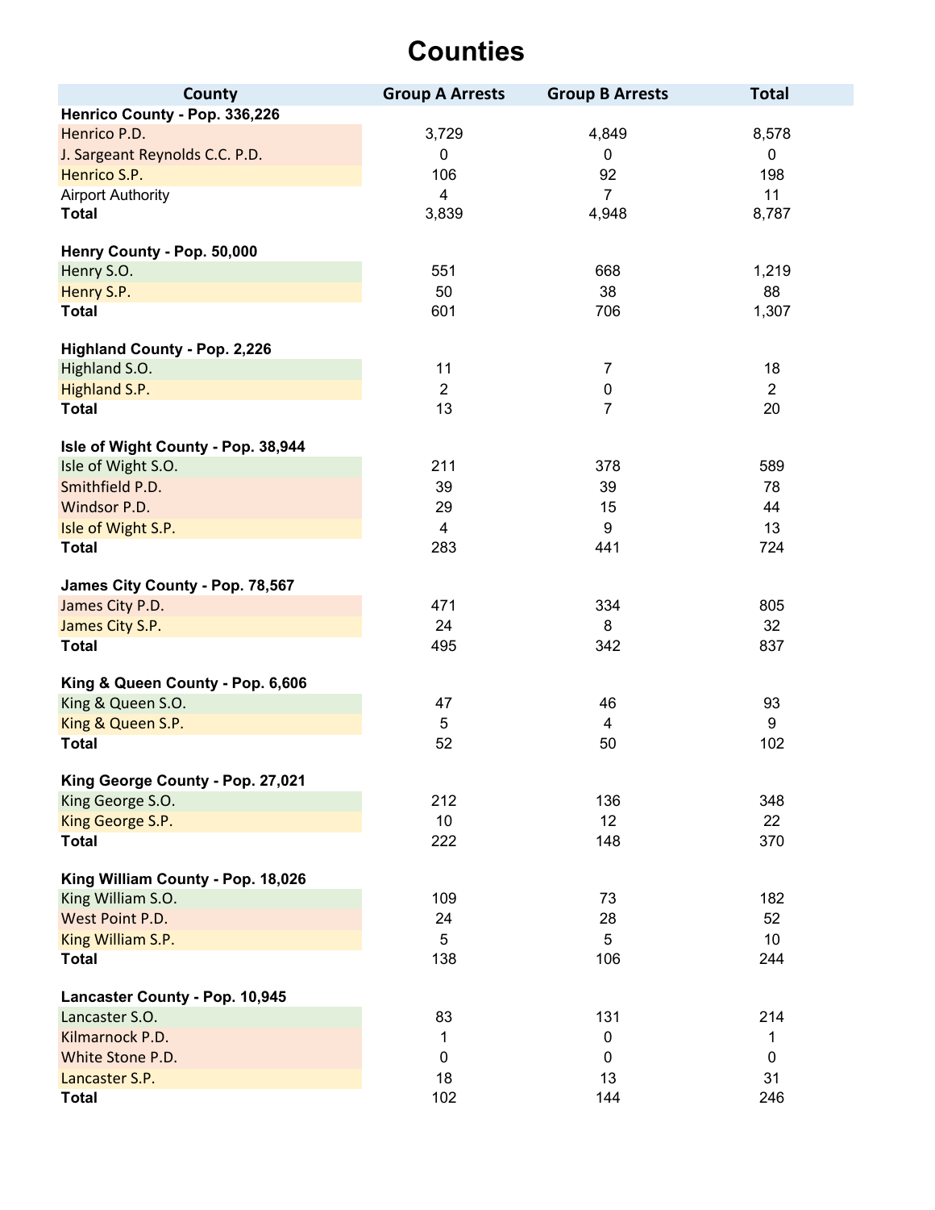# Counties

| County | Group A Arrests | Group B Arrests | Total |
|---|---|---|---|
| **Henrico County - Pop. 336,226** | | | |
| Henrico P.D. | 3,729 | 4,849 | 8,578 |
| J. Sargeant Reynolds C.C. P.D. | 0 | 0 | 0 |
| Henrico S.P. | 106 | 92 | 198 |
| Airport Authority | 4 | 7 | 11 |
| **Total** | 3,839 | 4,948 | 8,787 |
| | | | |
| **Henry County - Pop. 50,000** | | | |
| Henry S.O. | 551 | 668 | 1,219 |
| Henry S.P. | 50 | 38 | 88 |
| **Total** | 601 | 706 | 1,307 |
| | | | |
| **Highland County - Pop. 2,226** | | | |
| Highland S.O. | 11 | 7 | 18 |
| Highland S.P. | 2 | 0 | 2 |
| **Total** | 13 | 7 | 20 |
| | | | |
| **Isle of Wight County - Pop. 38,944** | | | |
| Isle of Wight S.O. | 211 | 378 | 589 |
| Smithfield P.D. | 39 | 39 | 78 |
| Windsor P.D. | 29 | 15 | 44 |
| Isle of Wight S.P. | 4 | 9 | 13 |
| **Total** | 283 | 441 | 724 |
| | | | |
| **James City County - Pop. 78,567** | | | |
| James City P.D. | 471 | 334 | 805 |
| James City S.P. | 24 | 8 | 32 |
| **Total** | 495 | 342 | 837 |
| | | | |
| **King & Queen County - Pop. 6,606** | | | |
| King & Queen S.O. | 47 | 46 | 93 |
| King & Queen S.P. | 5 | 4 | 9 |
| **Total** | 52 | 50 | 102 |
| | | | |
| **King George County - Pop. 27,021** | | | |
| King George S.O. | 212 | 136 | 348 |
| King George S.P. | 10 | 12 | 22 |
| **Total** | 222 | 148 | 370 |
| | | | |
| **King William County - Pop. 18,026** | | | |
| King William S.O. | 109 | 73 | 182 |
| West Point P.D. | 24 | 28 | 52 |
| King William S.P. | 5 | 5 | 10 |
| **Total** | 138 | 106 | 244 |
| | | | |
| **Lancaster County - Pop. 10,945** | | | |
| Lancaster S.O. | 83 | 131 | 214 |
| Kilmarnock P.D. | 1 | 0 | 1 |
| White Stone P.D. | 0 | 0 | 0 |
| Lancaster S.P. | 18 | 13 | 31 |
| **Total** | 102 | 144 | 246 |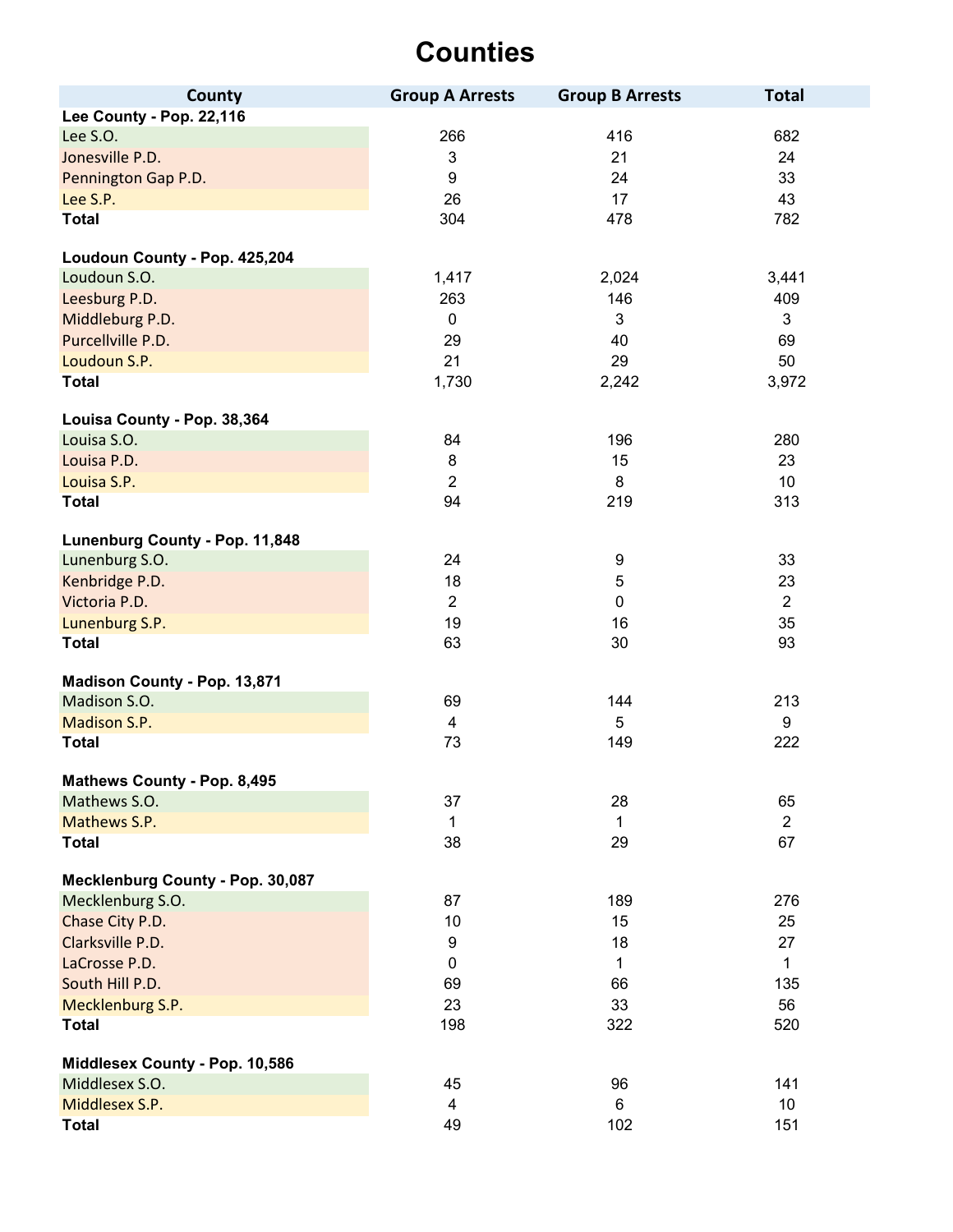# Counties

| County | Group A Arrests | Group B Arrests | Total |
|---|---|---|---|
| **Lee County - Pop. 22,116** | | | |
| Lee S.O. | 266 | 416 | 682 |
| Jonesville P.D. | 3 | 21 | 24 |
| Pennington Gap P.D. | 9 | 24 | 33 |
| Lee S.P. | 26 | 17 | 43 |
| **Total** | 304 | 478 | 782 |
| **Loudoun County - Pop. 425,204** | | | |
| Loudoun S.O. | 1,417 | 2,024 | 3,441 |
| Leesburg P.D. | 263 | 146 | 409 |
| Middleburg P.D. | 0 | 3 | 3 |
| Purcellville P.D. | 29 | 40 | 69 |
| Loudoun S.P. | 21 | 29 | 50 |
| **Total** | 1,730 | 2,242 | 3,972 |
| **Louisa County - Pop. 38,364** | | | |
| Louisa S.O. | 84 | 196 | 280 |
| Louisa P.D. | 8 | 15 | 23 |
| Louisa S.P. | 2 | 8 | 10 |
| **Total** | 94 | 219 | 313 |
| **Lunenburg County - Pop. 11,848** | | | |
| Lunenburg S.O. | 24 | 9 | 33 |
| Kenbridge P.D. | 18 | 5 | 23 |
| Victoria P.D. | 2 | 0 | 2 |
| Lunenburg S.P. | 19 | 16 | 35 |
| **Total** | 63 | 30 | 93 |
| **Madison County - Pop. 13,871** | | | |
| Madison S.O. | 69 | 144 | 213 |
| Madison S.P. | 4 | 5 | 9 |
| **Total** | 73 | 149 | 222 |
| **Mathews County - Pop. 8,495** | | | |
| Mathews S.O. | 37 | 28 | 65 |
| Mathews S.P. | 1 | 1 | 2 |
| **Total** | 38 | 29 | 67 |
| **Mecklenburg County - Pop. 30,087** | | | |
| Mecklenburg S.O. | 87 | 189 | 276 |
| Chase City P.D. | 10 | 15 | 25 |
| Clarksville P.D. | 9 | 18 | 27 |
| LaCrosse P.D. | 0 | 1 | 1 |
| South Hill P.D. | 69 | 66 | 135 |
| Mecklenburg S.P. | 23 | 33 | 56 |
| **Total** | 198 | 322 | 520 |
| **Middlesex County - Pop. 10,586** | | | |
| Middlesex S.O. | 45 | 96 | 141 |
| Middlesex S.P. | 4 | 6 | 10 |
| **Total** | 49 | 102 | 151 |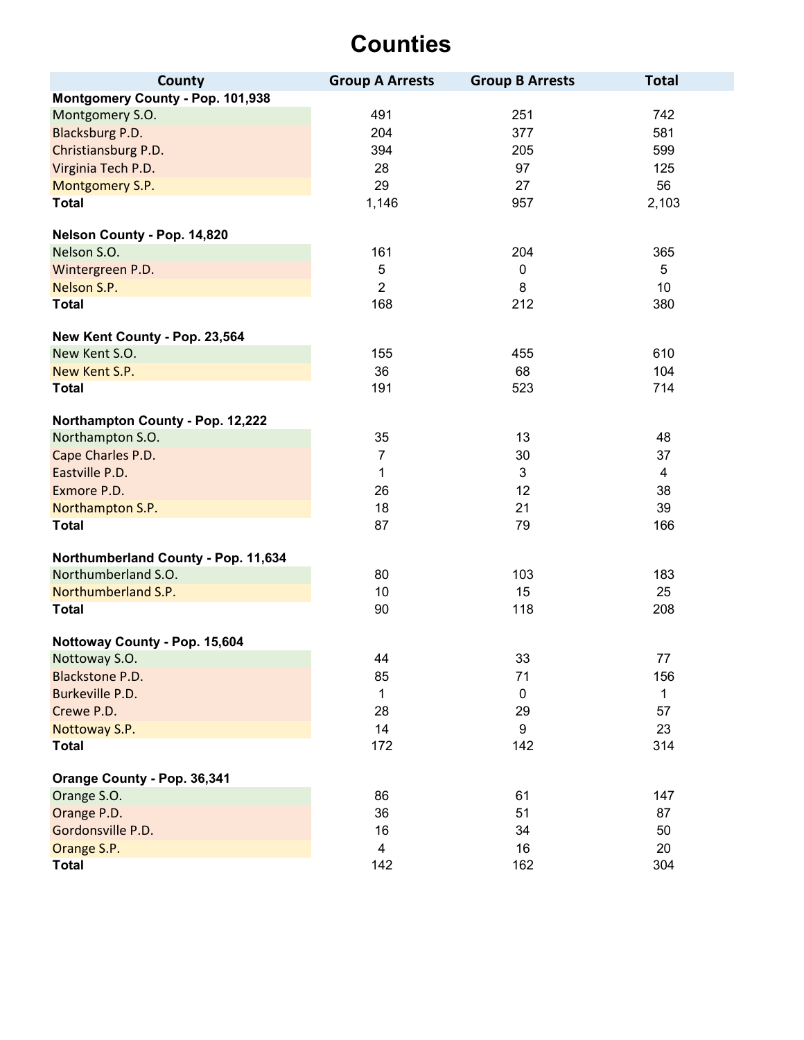# Counties

| County | Group A Arrests | Group B Arrests | Total |
|---|---|---|---|
| **Montgomery County - Pop. 101,938** | | | |
| Montgomery S.O. | 491 | 251 | 742 |
| Blacksburg P.D. | 204 | 377 | 581 |
| Christiansburg P.D. | 394 | 205 | 599 |
| Virginia Tech P.D. | 28 | 97 | 125 |
| Montgomery S.P. | 29 | 27 | 56 |
| **Total** | 1,146 | 957 | 2,103 |
| **Nelson County - Pop. 14,820** | | | |
| Nelson S.O. | 161 | 204 | 365 |
| Wintergreen P.D. | 5 | 0 | 5 |
| Nelson S.P. | 2 | 8 | 10 |
| **Total** | 168 | 212 | 380 |
| **New Kent County - Pop. 23,564** | | | |
| New Kent S.O. | 155 | 455 | 610 |
| New Kent S.P. | 36 | 68 | 104 |
| **Total** | 191 | 523 | 714 |
| **Northampton County - Pop. 12,222** | | | |
| Northampton S.O. | 35 | 13 | 48 |
| Cape Charles P.D. | 7 | 30 | 37 |
| Eastville P.D. | 1 | 3 | 4 |
| Exmore P.D. | 26 | 12 | 38 |
| Northampton S.P. | 18 | 21 | 39 |
| **Total** | 87 | 79 | 166 |
| **Northumberland County - Pop. 11,634** | | | |
| Northumberland S.O. | 80 | 103 | 183 |
| Northumberland S.P. | 10 | 15 | 25 |
| **Total** | 90 | 118 | 208 |
| **Nottoway County - Pop. 15,604** | | | |
| Nottoway S.O. | 44 | 33 | 77 |
| Blackstone P.D. | 85 | 71 | 156 |
| Burkeville P.D. | 1 | 0 | 1 |
| Crewe P.D. | 28 | 29 | 57 |
| Nottoway S.P. | 14 | 9 | 23 |
| **Total** | 172 | 142 | 314 |
| **Orange County - Pop. 36,341** | | | |
| Orange S.O. | 86 | 61 | 147 |
| Orange P.D. | 36 | 51 | 87 |
| Gordonsville P.D. | 16 | 34 | 50 |
| Orange S.P. | 4 | 16 | 20 |
| **Total** | 142 | 162 | 304 |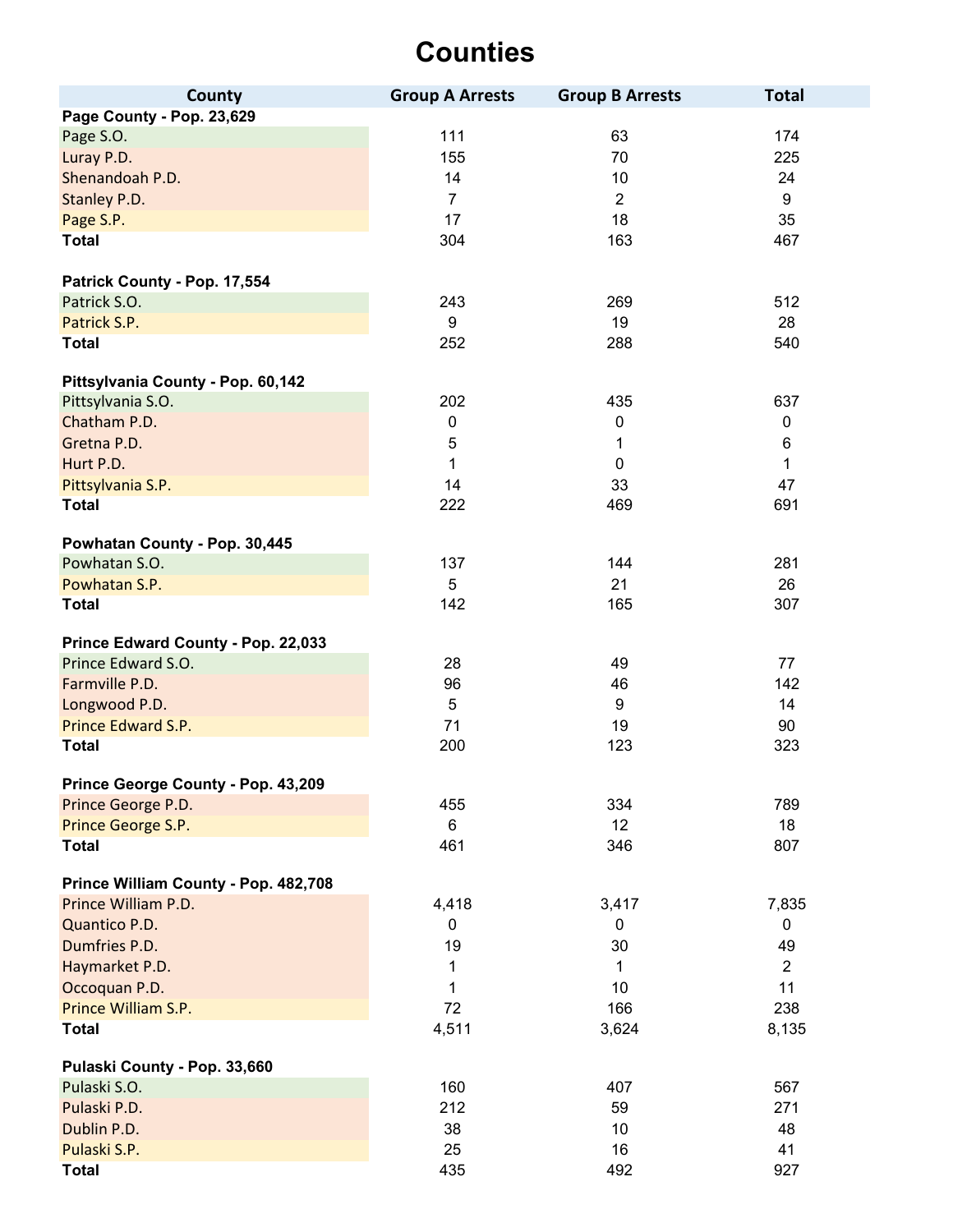# Counties

| County | Group A Arrests | Group B Arrests | Total |
|---|---|---|---|
| **Page County - Pop. 23,629** | | | |
| Page S.O. | 111 | 63 | 174 |
| Luray P.D. | 155 | 70 | 225 |
| Shenandoah P.D. | 14 | 10 | 24 |
| Stanley P.D. | 7 | 2 | 9 |
| Page S.P. | 17 | 18 | 35 |
| **Total** | 304 | 163 | 467 |
| **Patrick County - Pop. 17,554** | | | |
| Patrick S.O. | 243 | 269 | 512 |
| Patrick S.P. | 9 | 19 | 28 |
| **Total** | 252 | 288 | 540 |
| **Pittsylvania County - Pop. 60,142** | | | |
| Pittsylvania S.O. | 202 | 435 | 637 |
| Chatham P.D. | 0 | 0 | 0 |
| Gretna P.D. | 5 | 1 | 6 |
| Hurt P.D. | 1 | 0 | 1 |
| Pittsylvania S.P. | 14 | 33 | 47 |
| **Total** | 222 | 469 | 691 |
| **Powhatan County - Pop. 30,445** | | | |
| Powhatan S.O. | 137 | 144 | 281 |
| Powhatan S.P. | 5 | 21 | 26 |
| **Total** | 142 | 165 | 307 |
| **Prince Edward County - Pop. 22,033** | | | |
| Prince Edward S.O. | 28 | 49 | 77 |
| Farmville P.D. | 96 | 46 | 142 |
| Longwood P.D. | 5 | 9 | 14 |
| Prince Edward S.P. | 71 | 19 | 90 |
| **Total** | 200 | 123 | 323 |
| **Prince George County - Pop. 43,209** | | | |
| Prince George P.D. | 455 | 334 | 789 |
| Prince George S.P. | 6 | 12 | 18 |
| **Total** | 461 | 346 | 807 |
| **Prince William County - Pop. 482,708** | | | |
| Prince William P.D. | 4,418 | 3,417 | 7,835 |
| Quantico P.D. | 0 | 0 | 0 |
| Dumfries P.D. | 19 | 30 | 49 |
| Haymarket P.D. | 1 | 1 | 2 |
| Occoquan P.D. | 1 | 10 | 11 |
| Prince William S.P. | 72 | 166 | 238 |
| **Total** | 4,511 | 3,624 | 8,135 |
| **Pulaski County - Pop. 33,660** | | | |
| Pulaski S.O. | 160 | 407 | 567 |
| Pulaski P.D. | 212 | 59 | 271 |
| Dublin P.D. | 38 | 10 | 48 |
| Pulaski S.P. | 25 | 16 | 41 |
| **Total** | 435 | 492 | 927 |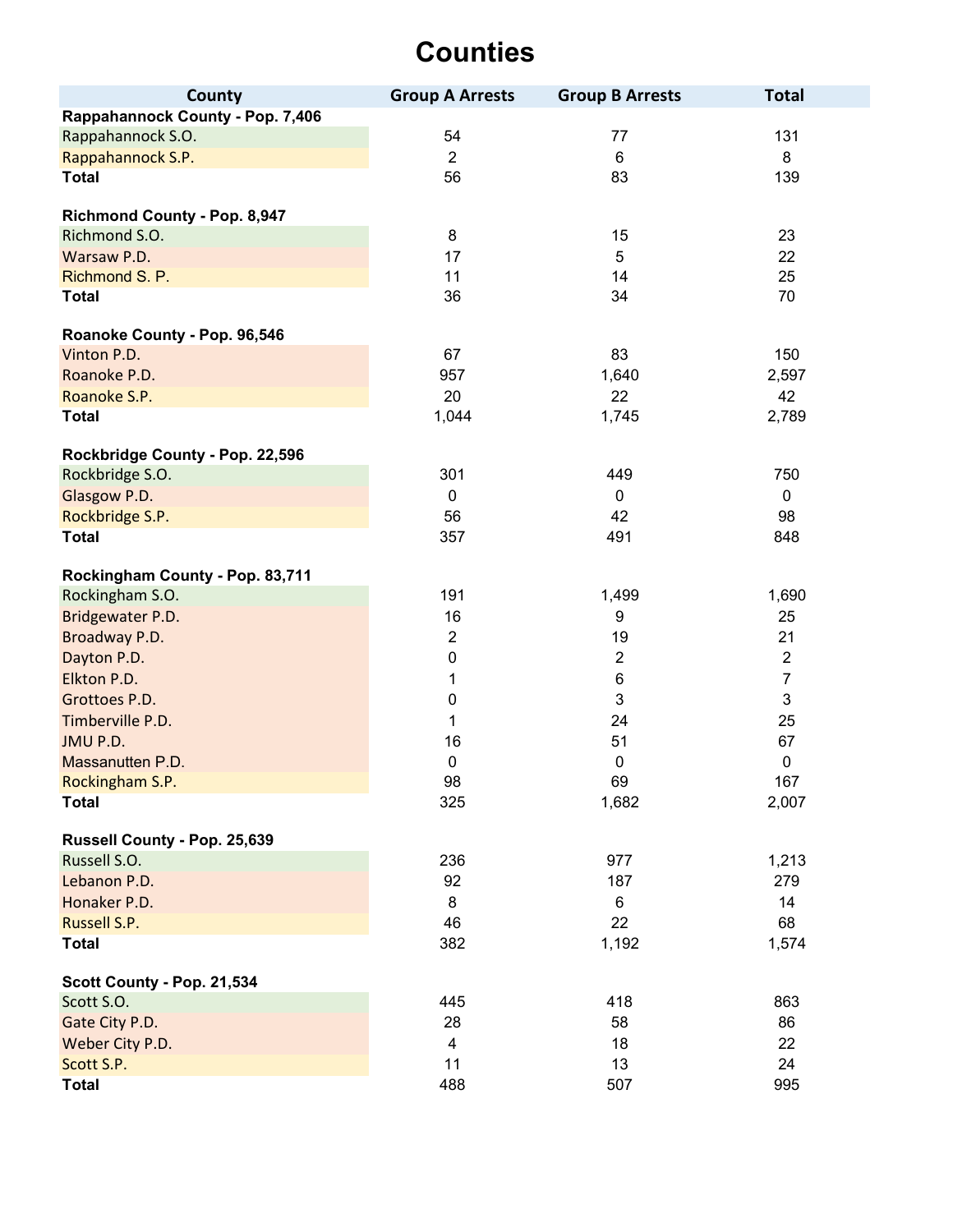# Counties

| County | Group A Arrests | Group B Arrests | Total |
|---|---|---|---|
| **Rappahannock County - Pop. 7,406** | | | |
| Rappahannock S.O. | 54 | 77 | 131 |
| Rappahannock S.P. | 2 | 6 | 8 |
| **Total** | 56 | 83 | 139 |
| | | | |
| **Richmond County - Pop. 8,947** | | | |
| Richmond S.O. | 8 | 15 | 23 |
| Warsaw P.D. | 17 | 5 | 22 |
| Richmond S. P. | 11 | 14 | 25 |
| **Total** | 36 | 34 | 70 |
| | | | |
| **Roanoke County - Pop. 96,546** | | | |
| Vinton P.D. | 67 | 83 | 150 |
| Roanoke P.D. | 957 | 1,640 | 2,597 |
| Roanoke S.P. | 20 | 22 | 42 |
| **Total** | 1,044 | 1,745 | 2,789 |
| | | | |
| **Rockbridge County - Pop. 22,596** | | | |
| Rockbridge S.O. | 301 | 449 | 750 |
| Glasgow P.D. | 0 | 0 | 0 |
| Rockbridge S.P. | 56 | 42 | 98 |
| **Total** | 357 | 491 | 848 |
| | | | |
| **Rockingham County - Pop. 83,711** | | | |
| Rockingham S.O. | 191 | 1,499 | 1,690 |
| Bridgewater P.D. | 16 | 9 | 25 |
| Broadway P.D. | 2 | 19 | 21 |
| Dayton P.D. | 0 | 2 | 2 |
| Elkton P.D. | 1 | 6 | 7 |
| Grottoes P.D. | 0 | 3 | 3 |
| Timberville P.D. | 1 | 24 | 25 |
| JMU P.D. | 16 | 51 | 67 |
| Massanutten P.D. | 0 | 0 | 0 |
| Rockingham S.P. | 98 | 69 | 167 |
| **Total** | 325 | 1,682 | 2,007 |
| | | | |
| **Russell County - Pop. 25,639** | | | |
| Russell S.O. | 236 | 977 | 1,213 |
| Lebanon P.D. | 92 | 187 | 279 |
| Honaker P.D. | 8 | 6 | 14 |
| Russell S.P. | 46 | 22 | 68 |
| **Total** | 382 | 1,192 | 1,574 |
| | | | |
| **Scott County - Pop. 21,534** | | | |
| Scott S.O. | 445 | 418 | 863 |
| Gate City P.D. | 28 | 58 | 86 |
| Weber City P.D. | 4 | 18 | 22 |
| Scott S.P. | 11 | 13 | 24 |
| **Total** | 488 | 507 | 995 |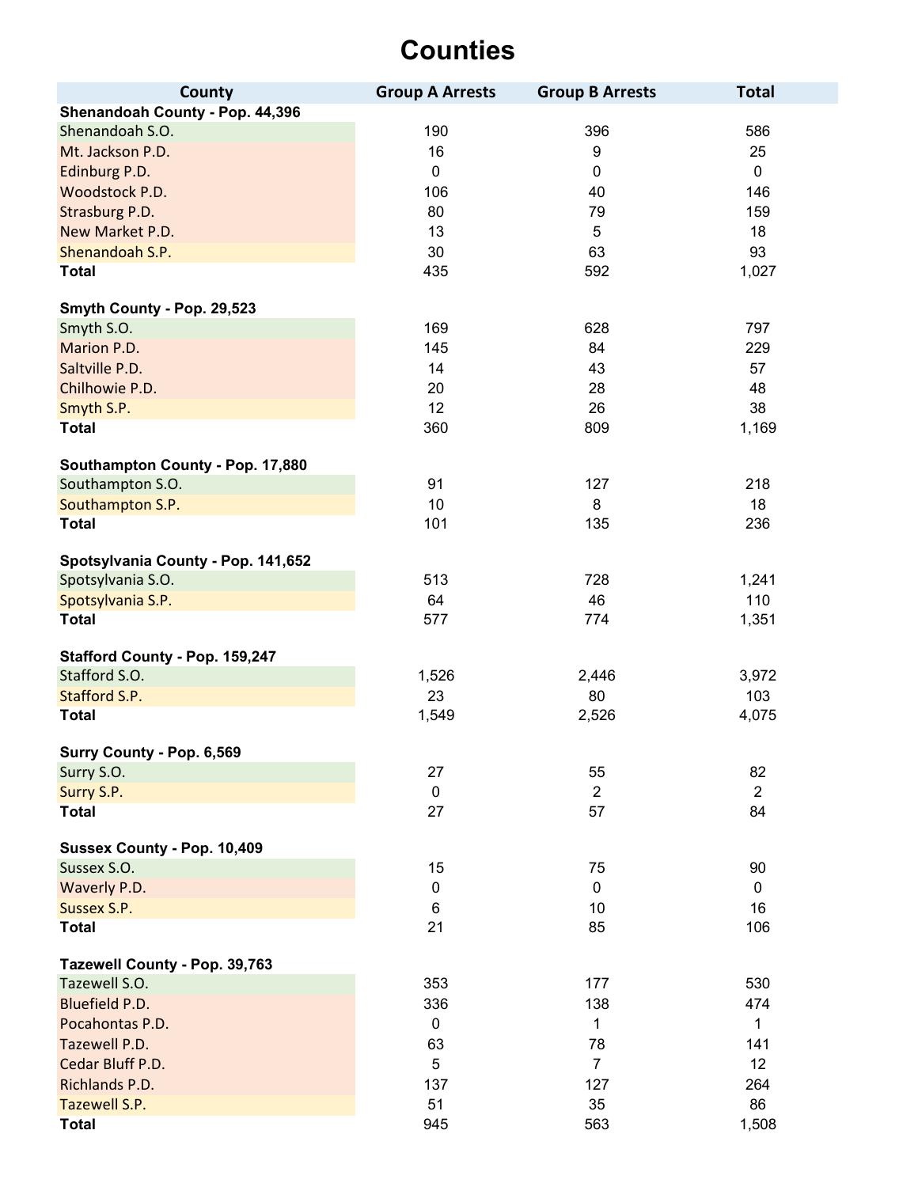# Counties

| County | Group A Arrests | Group B Arrests | Total |
|---|---|---|---|
| **Shenandoah County - Pop. 44,396** | | | |
| Shenandoah S.O. | 190 | 396 | 586 |
| Mt. Jackson P.D. | 16 | 9 | 25 |
| Edinburg P.D. | 0 | 0 | 0 |
| Woodstock P.D. | 106 | 40 | 146 |
| Strasburg P.D. | 80 | 79 | 159 |
| New Market P.D. | 13 | 5 | 18 |
| Shenandoah S.P. | 30 | 63 | 93 |
| **Total** | 435 | 592 | 1,027 |
| | | | |
| **Smyth County - Pop. 29,523** | | | |
| Smyth S.O. | 169 | 628 | 797 |
| Marion P.D. | 145 | 84 | 229 |
| Saltville P.D. | 14 | 43 | 57 |
| Chilhowie P.D. | 20 | 28 | 48 |
| Smyth S.P. | 12 | 26 | 38 |
| **Total** | 360 | 809 | 1,169 |
| | | | |
| **Southampton County - Pop. 17,880** | | | |
| Southampton S.O. | 91 | 127 | 218 |
| Southampton S.P. | 10 | 8 | 18 |
| **Total** | 101 | 135 | 236 |
| | | | |
| **Spotsylvania County - Pop. 141,652** | | | |
| Spotsylvania S.O. | 513 | 728 | 1,241 |
| Spotsylvania S.P. | 64 | 46 | 110 |
| **Total** | 577 | 774 | 1,351 |
| | | | |
| **Stafford County - Pop. 159,247** | | | |
| Stafford S.O. | 1,526 | 2,446 | 3,972 |
| Stafford S.P. | 23 | 80 | 103 |
| **Total** | 1,549 | 2,526 | 4,075 |
| | | | |
| **Surry County - Pop. 6,569** | | | |
| Surry S.O. | 27 | 55 | 82 |
| Surry S.P. | 0 | 2 | 2 |
| **Total** | 27 | 57 | 84 |
| | | | |
| **Sussex County - Pop. 10,409** | | | |
| Sussex S.O. | 15 | 75 | 90 |
| Waverly P.D. | 0 | 0 | 0 |
| Sussex S.P. | 6 | 10 | 16 |
| **Total** | 21 | 85 | 106 |
| | | | |
| **Tazewell County - Pop. 39,763** | | | |
| Tazewell S.O. | 353 | 177 | 530 |
| Bluefield P.D. | 336 | 138 | 474 |
| Pocahontas P.D. | 0 | 1 | 1 |
| Tazewell P.D. | 63 | 78 | 141 |
| Cedar Bluff P.D. | 5 | 7 | 12 |
| Richlands P.D. | 137 | 127 | 264 |
| Tazewell S.P. | 51 | 35 | 86 |
| **Total** | 945 | 563 | 1,508 |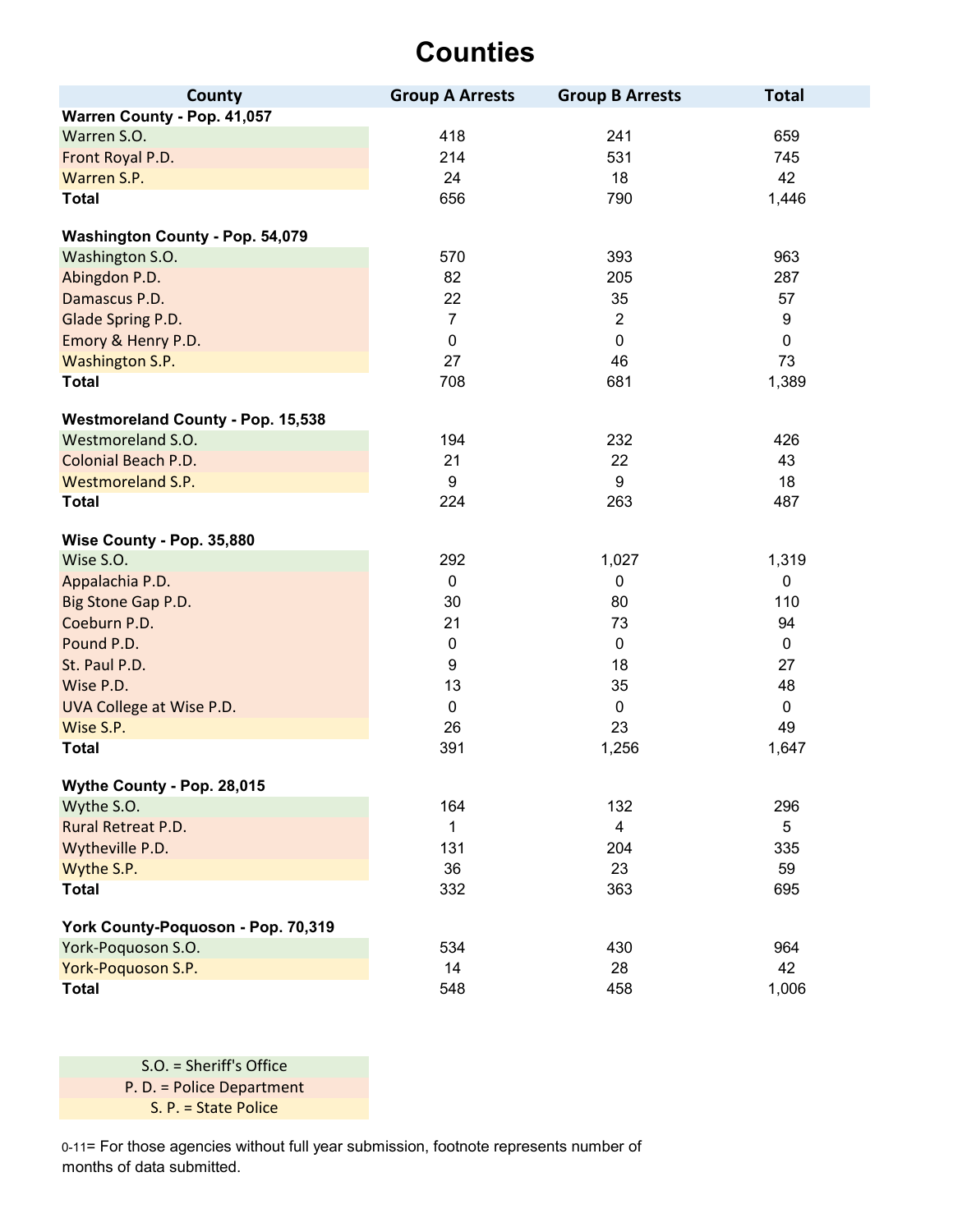# Counties

| County | Group A Arrests | Group B Arrests | Total |
|---|---|---|---|
| **Warren County - Pop. 41,057** | | | |
| Warren S.O. | 418 | 241 | 659 |
| Front Royal P.D. | 214 | 531 | 745 |
| Warren S.P. | 24 | 18 | 42 |
| **Total** | 656 | 790 | 1,446 |
| **Washington County - Pop. 54,079** | | | |
| Washington S.O. | 570 | 393 | 963 |
| Abingdon P.D. | 82 | 205 | 287 |
| Damascus P.D. | 22 | 35 | 57 |
| Glade Spring P.D. | 7 | 2 | 9 |
| Emory & Henry P.D. | 0 | 0 | 0 |
| Washington S.P. | 27 | 46 | 73 |
| **Total** | 708 | 681 | 1,389 |
| **Westmoreland County - Pop. 15,538** | | | |
| Westmoreland S.O. | 194 | 232 | 426 |
| Colonial Beach P.D. | 21 | 22 | 43 |
| Westmoreland S.P. | 9 | 9 | 18 |
| **Total** | 224 | 263 | 487 |
| **Wise County - Pop. 35,880** | | | |
| Wise S.O. | 292 | 1,027 | 1,319 |
| Appalachia P.D. | 0 | 0 | 0 |
| Big Stone Gap P.D. | 30 | 80 | 110 |
| Coeburn P.D. | 21 | 73 | 94 |
| Pound P.D. | 0 | 0 | 0 |
| St. Paul P.D. | 9 | 18 | 27 |
| Wise P.D. | 13 | 35 | 48 |
| UVA College at Wise P.D. | 0 | 0 | 0 |
| Wise S.P. | 26 | 23 | 49 |
| **Total** | 391 | 1,256 | 1,647 |
| **Wythe County - Pop. 28,015** | | | |
| Wythe S.O. | 164 | 132 | 296 |
| Rural Retreat P.D. | 1 | 4 | 5 |
| Wytheville P.D. | 131 | 204 | 335 |
| Wythe S.P. | 36 | 23 | 59 |
| **Total** | 332 | 363 | 695 |
| **York County-Poquoson - Pop. 70,319** | | | |
| York-Poquoson S.O. | 534 | 430 | 964 |
| York-Poquoson S.P. | 14 | 28 | 42 |
| **Total** | 548 | 458 | 1,006 |

S.O. = Sheriff's Office
P. D. = Police Department
S. P. = State Police

0-11= For those agencies without full year submission, footnote represents number of months of data submitted.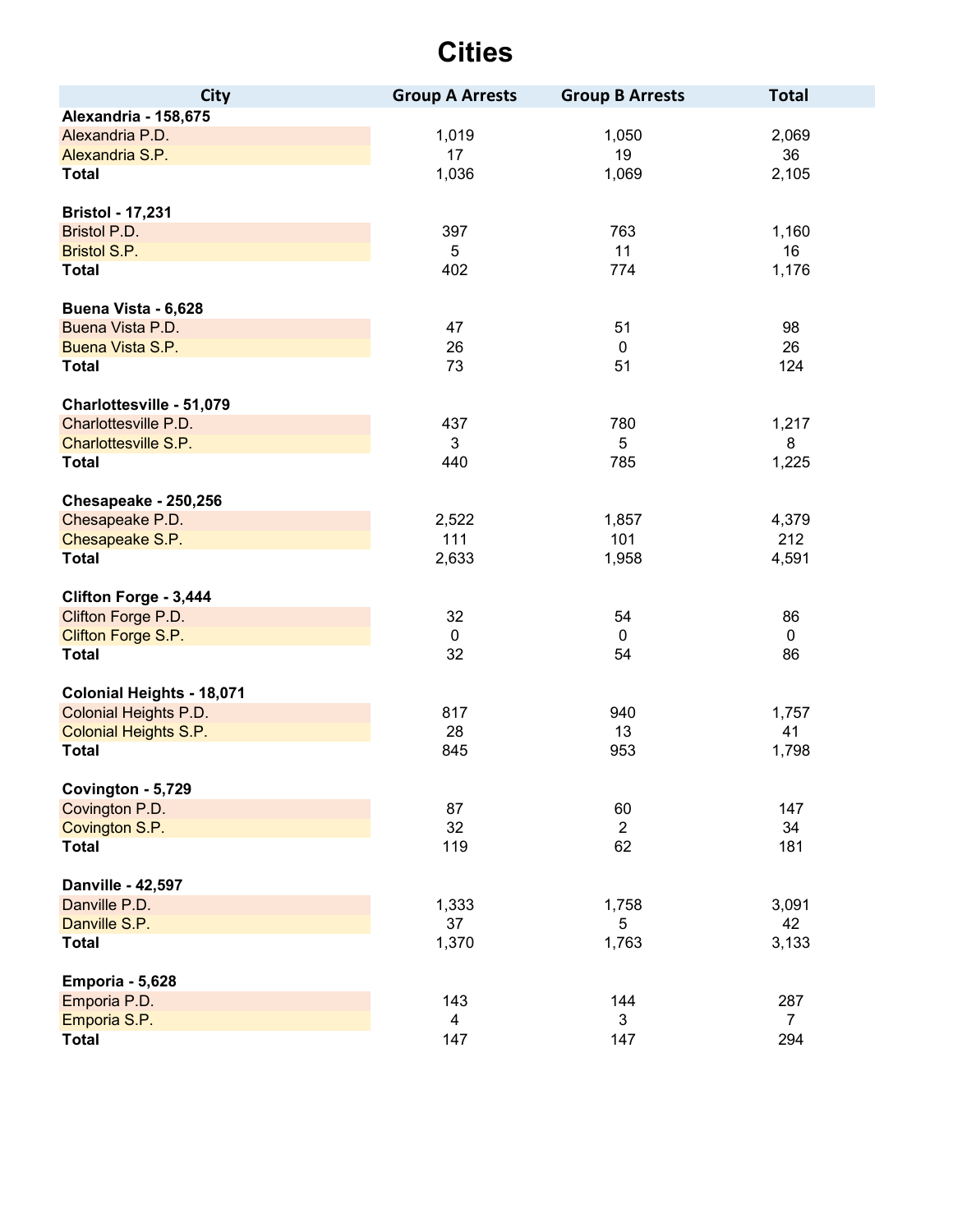# Cities

| City | Group A Arrests | Group B Arrests | Total |
|---|---|---|---|
| **Alexandria - 158,675** | | | |
| Alexandria P.D. | 1,019 | 1,050 | 2,069 |
| Alexandria S.P. | 17 | 19 | 36 |
| **Total** | 1,036 | 1,069 | 2,105 |
| | | | |
| **Bristol - 17,231** | | | |
| Bristol P.D. | 397 | 763 | 1,160 |
| Bristol S.P. | 5 | 11 | 16 |
| **Total** | 402 | 774 | 1,176 |
| | | | |
| **Buena Vista - 6,628** | | | |
| Buena Vista P.D. | 47 | 51 | 98 |
| Buena Vista S.P. | 26 | 0 | 26 |
| **Total** | 73 | 51 | 124 |
| | | | |
| **Charlottesville - 51,079** | | | |
| Charlottesville P.D. | 437 | 780 | 1,217 |
| Charlottesville S.P. | 3 | 5 | 8 |
| **Total** | 440 | 785 | 1,225 |
| | | | |
| **Chesapeake - 250,256** | | | |
| Chesapeake P.D. | 2,522 | 1,857 | 4,379 |
| Chesapeake S.P. | 111 | 101 | 212 |
| **Total** | 2,633 | 1,958 | 4,591 |
| | | | |
| **Clifton Forge - 3,444** | | | |
| Clifton Forge P.D. | 32 | 54 | 86 |
| Clifton Forge S.P. | 0 | 0 | 0 |
| **Total** | 32 | 54 | 86 |
| | | | |
| **Colonial Heights - 18,071** | | | |
| Colonial Heights P.D. | 817 | 940 | 1,757 |
| Colonial Heights S.P. | 28 | 13 | 41 |
| **Total** | 845 | 953 | 1,798 |
| | | | |
| **Covington - 5,729** | | | |
| Covington P.D. | 87 | 60 | 147 |
| Covington S.P. | 32 | 2 | 34 |
| **Total** | 119 | 62 | 181 |
| | | | |
| **Danville - 42,597** | | | |
| Danville P.D. | 1,333 | 1,758 | 3,091 |
| Danville S.P. | 37 | 5 | 42 |
| **Total** | 1,370 | 1,763 | 3,133 |
| | | | |
| **Emporia - 5,628** | | | |
| Emporia P.D. | 143 | 144 | 287 |
| Emporia S.P. | 4 | 3 | 7 |
| **Total** | 147 | 147 | 294 |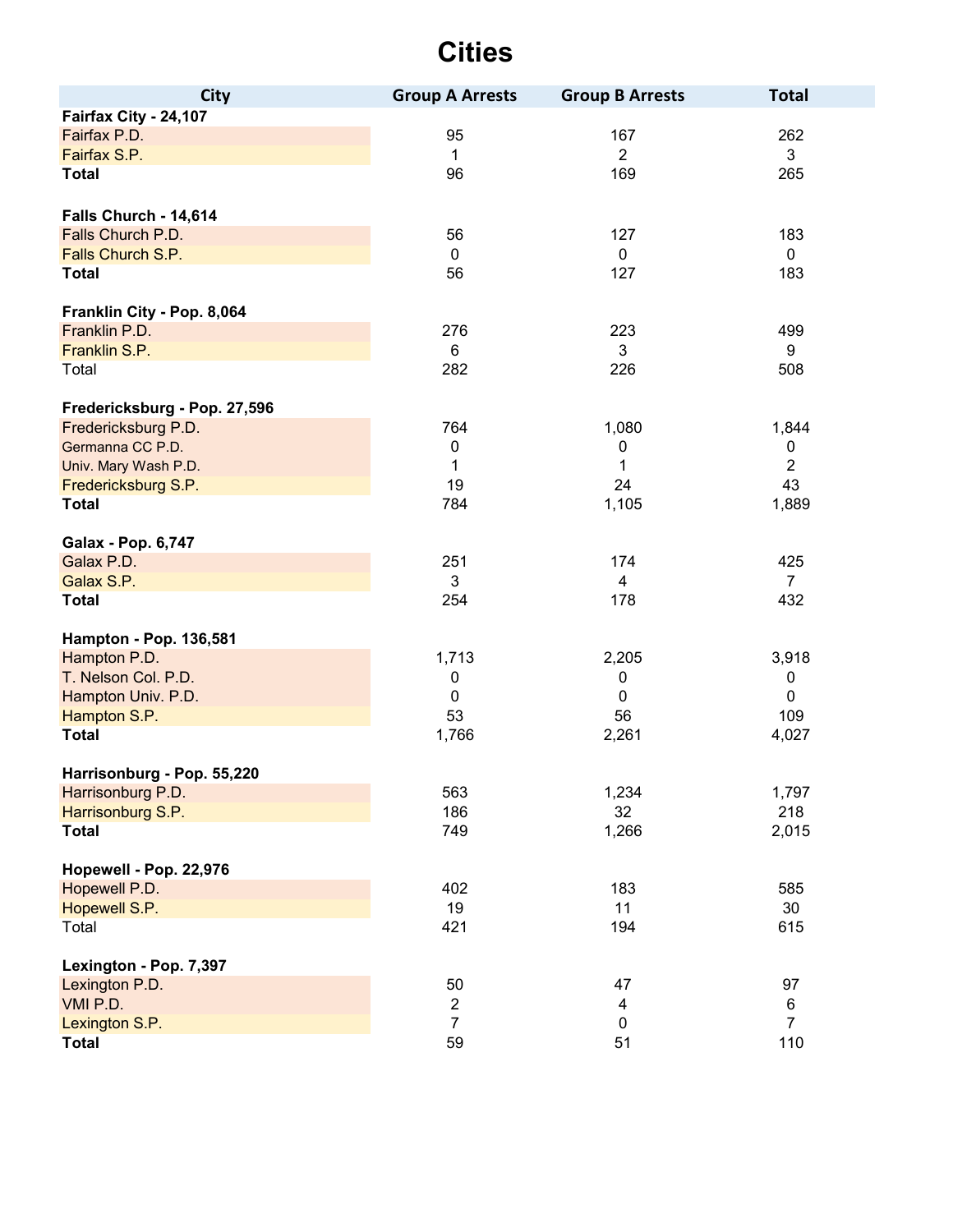# Cities

| City | Group A Arrests | Group B Arrests | Total |
|---|---|---|---|
| **Fairfax City - 24,107** | | | |
| Fairfax P.D. | 95 | 167 | 262 |
| Fairfax S.P. | 1 | 2 | 3 |
| **Total** | 96 | 169 | 265 |
| | | | |
| **Falls Church - 14,614** | | | |
| Falls Church P.D. | 56 | 127 | 183 |
| Falls Church S.P. | 0 | 0 | 0 |
| **Total** | 56 | 127 | 183 |
| | | | |
| **Franklin City - Pop. 8,064** | | | |
| Franklin P.D. | 276 | 223 | 499 |
| Franklin S.P. | 6 | 3 | 9 |
| Total | 282 | 226 | 508 |
| | | | |
| **Fredericksburg - Pop. 27,596** | | | |
| Fredericksburg P.D. | 764 | 1,080 | 1,844 |
| Germanna CC P.D. | 0 | 0 | 0 |
| Univ. Mary Wash P.D. | 1 | 1 | 2 |
| Fredericksburg S.P. | 19 | 24 | 43 |
| **Total** | 784 | 1,105 | 1,889 |
| | | | |
| **Galax - Pop. 6,747** | | | |
| Galax P.D. | 251 | 174 | 425 |
| Galax S.P. | 3 | 4 | 7 |
| **Total** | 254 | 178 | 432 |
| | | | |
| **Hampton - Pop. 136,581** | | | |
| Hampton P.D. | 1,713 | 2,205 | 3,918 |
| T. Nelson Col. P.D. | 0 | 0 | 0 |
| Hampton Univ. P.D. | 0 | 0 | 0 |
| Hampton S.P. | 53 | 56 | 109 |
| **Total** | 1,766 | 2,261 | 4,027 |
| | | | |
| **Harrisonburg - Pop. 55,220** | | | |
| Harrisonburg P.D. | 563 | 1,234 | 1,797 |
| Harrisonburg S.P. | 186 | 32 | 218 |
| **Total** | 749 | 1,266 | 2,015 |
| | | | |
| **Hopewell - Pop. 22,976** | | | |
| Hopewell P.D. | 402 | 183 | 585 |
| Hopewell S.P. | 19 | 11 | 30 |
| Total | 421 | 194 | 615 |
| | | | |
| **Lexington - Pop. 7,397** | | | |
| Lexington P.D. | 50 | 47 | 97 |
| VMI P.D. | 2 | 4 | 6 |
| Lexington S.P. | 7 | 0 | 7 |
| **Total** | 59 | 51 | 110 |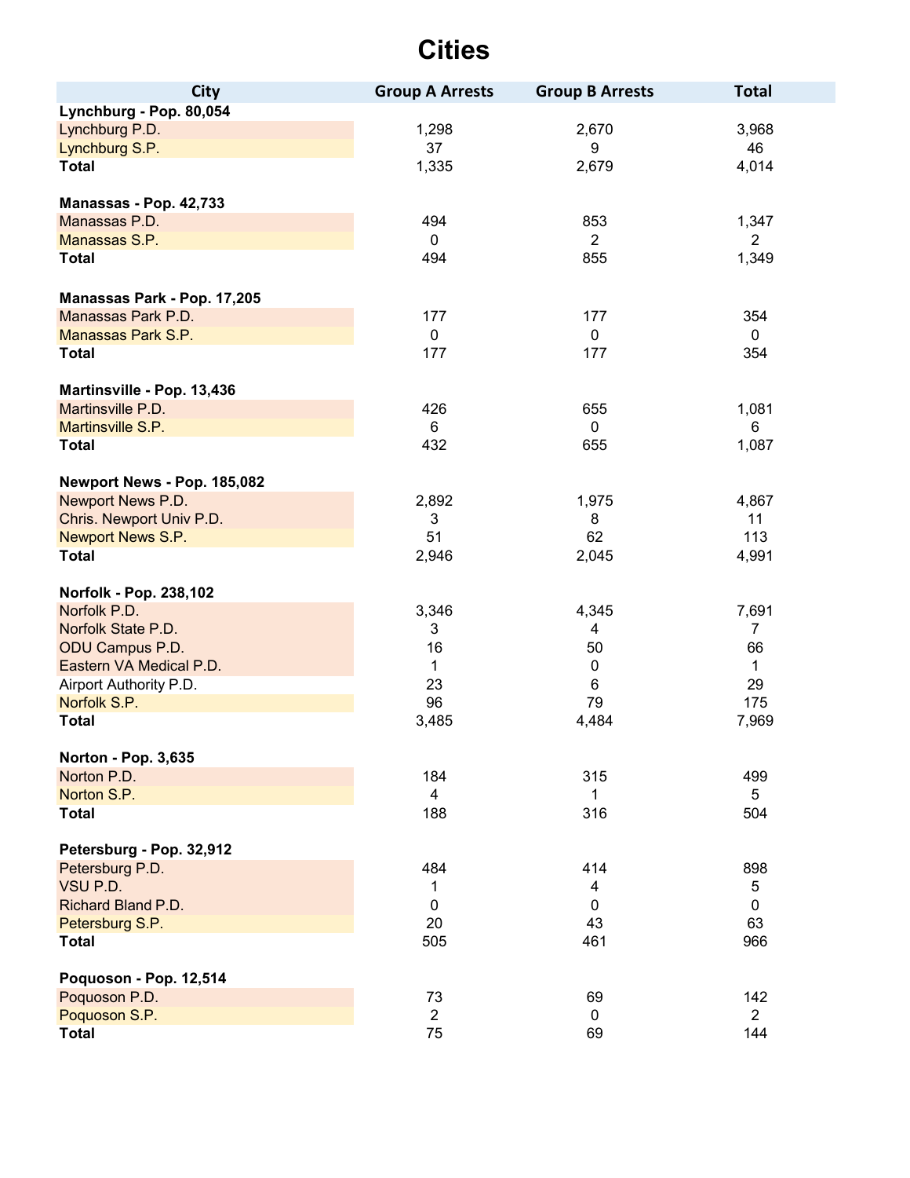# Cities

| City | Group A Arrests | Group B Arrests | Total |
|---|---|---|---|
| **Lynchburg - Pop. 80,054** | | | |
| Lynchburg P.D. | 1,298 | 2,670 | 3,968 |
| Lynchburg S.P. | 37 | 9 | 46 |
| **Total** | 1,335 | 2,679 | 4,014 |
| | | | |
| **Manassas - Pop. 42,733** | | | |
| Manassas P.D. | 494 | 853 | 1,347 |
| Manassas S.P. | 0 | 2 | 2 |
| **Total** | 494 | 855 | 1,349 |
| | | | |
| **Manassas Park - Pop. 17,205** | | | |
| Manassas Park P.D. | 177 | 177 | 354 |
| Manassas Park S.P. | 0 | 0 | 0 |
| **Total** | 177 | 177 | 354 |
| | | | |
| **Martinsville - Pop. 13,436** | | | |
| Martinsville P.D. | 426 | 655 | 1,081 |
| Martinsville S.P. | 6 | 0 | 6 |
| **Total** | 432 | 655 | 1,087 |
| | | | |
| **Newport News - Pop. 185,082** | | | |
| Newport News P.D. | 2,892 | 1,975 | 4,867 |
| Chris. Newport Univ P.D. | 3 | 8 | 11 |
| Newport News S.P. | 51 | 62 | 113 |
| **Total** | 2,946 | 2,045 | 4,991 |
| | | | |
| **Norfolk - Pop. 238,102** | | | |
| Norfolk P.D. | 3,346 | 4,345 | 7,691 |
| Norfolk State P.D. | 3 | 4 | 7 |
| ODU Campus P.D. | 16 | 50 | 66 |
| Eastern VA Medical P.D. | 1 | 0 | 1 |
| Airport Authority P.D. | 23 | 6 | 29 |
| Norfolk S.P. | 96 | 79 | 175 |
| **Total** | 3,485 | 4,484 | 7,969 |
| | | | |
| **Norton - Pop. 3,635** | | | |
| Norton P.D. | 184 | 315 | 499 |
| Norton S.P. | 4 | 1 | 5 |
| **Total** | 188 | 316 | 504 |
| | | | |
| **Petersburg - Pop. 32,912** | | | |
| Petersburg P.D. | 484 | 414 | 898 |
| VSU P.D. | 1 | 4 | 5 |
| Richard Bland P.D. | 0 | 0 | 0 |
| Petersburg S.P. | 20 | 43 | 63 |
| **Total** | 505 | 461 | 966 |
| | | | |
| **Poquoson - Pop. 12,514** | | | |
| Poquoson P.D. | 73 | 69 | 142 |
| Poquoson S.P. | 2 | 0 | 2 |
| **Total** | 75 | 69 | 144 |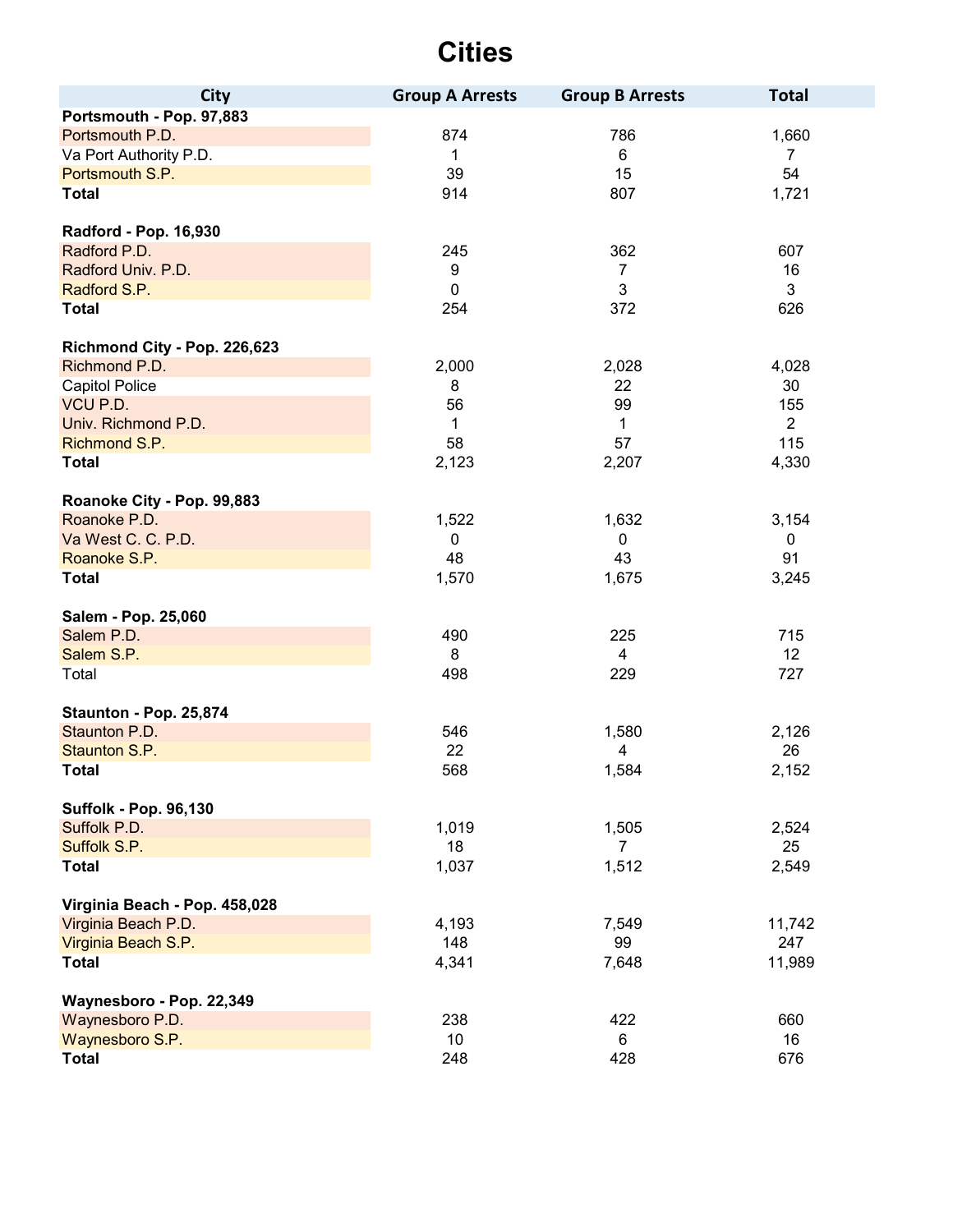# Cities

| City | Group A Arrests | Group B Arrests | Total |
|---|---|---|---|
| **Portsmouth - Pop. 97,883** | | | |
| Portsmouth P.D. | 874 | 786 | 1,660 |
| Va Port Authority P.D. | 1 | 6 | 7 |
| Portsmouth S.P. | 39 | 15 | 54 |
| **Total** | 914 | 807 | 1,721 |
| | | | |
| **Radford - Pop. 16,930** | | | |
| Radford P.D. | 245 | 362 | 607 |
| Radford Univ. P.D. | 9 | 7 | 16 |
| Radford S.P. | 0 | 3 | 3 |
| **Total** | 254 | 372 | 626 |
| | | | |
| **Richmond City - Pop. 226,623** | | | |
| Richmond P.D. | 2,000 | 2,028 | 4,028 |
| Capitol Police | 8 | 22 | 30 |
| VCU P.D. | 56 | 99 | 155 |
| Univ. Richmond P.D. | 1 | 1 | 2 |
| Richmond S.P. | 58 | 57 | 115 |
| **Total** | 2,123 | 2,207 | 4,330 |
| | | | |
| **Roanoke City - Pop. 99,883** | | | |
| Roanoke P.D. | 1,522 | 1,632 | 3,154 |
| Va West C. C. P.D. | 0 | 0 | 0 |
| Roanoke S.P. | 48 | 43 | 91 |
| **Total** | 1,570 | 1,675 | 3,245 |
| | | | |
| **Salem - Pop. 25,060** | | | |
| Salem P.D. | 490 | 225 | 715 |
| Salem S.P. | 8 | 4 | 12 |
| Total | 498 | 229 | 727 |
| | | | |
| **Staunton - Pop. 25,874** | | | |
| Staunton P.D. | 546 | 1,580 | 2,126 |
| Staunton S.P. | 22 | 4 | 26 |
| **Total** | 568 | 1,584 | 2,152 |
| | | | |
| **Suffolk - Pop. 96,130** | | | |
| Suffolk P.D. | 1,019 | 1,505 | 2,524 |
| Suffolk S.P. | 18 | 7 | 25 |
| **Total** | 1,037 | 1,512 | 2,549 |
| | | | |
| **Virginia Beach - Pop. 458,028** | | | |
| Virginia Beach P.D. | 4,193 | 7,549 | 11,742 |
| Virginia Beach S.P. | 148 | 99 | 247 |
| **Total** | 4,341 | 7,648 | 11,989 |
| | | | |
| **Waynesboro - Pop. 22,349** | | | |
| Waynesboro P.D. | 238 | 422 | 660 |
| Waynesboro S.P. | 10 | 6 | 16 |
| **Total** | 248 | 428 | 676 |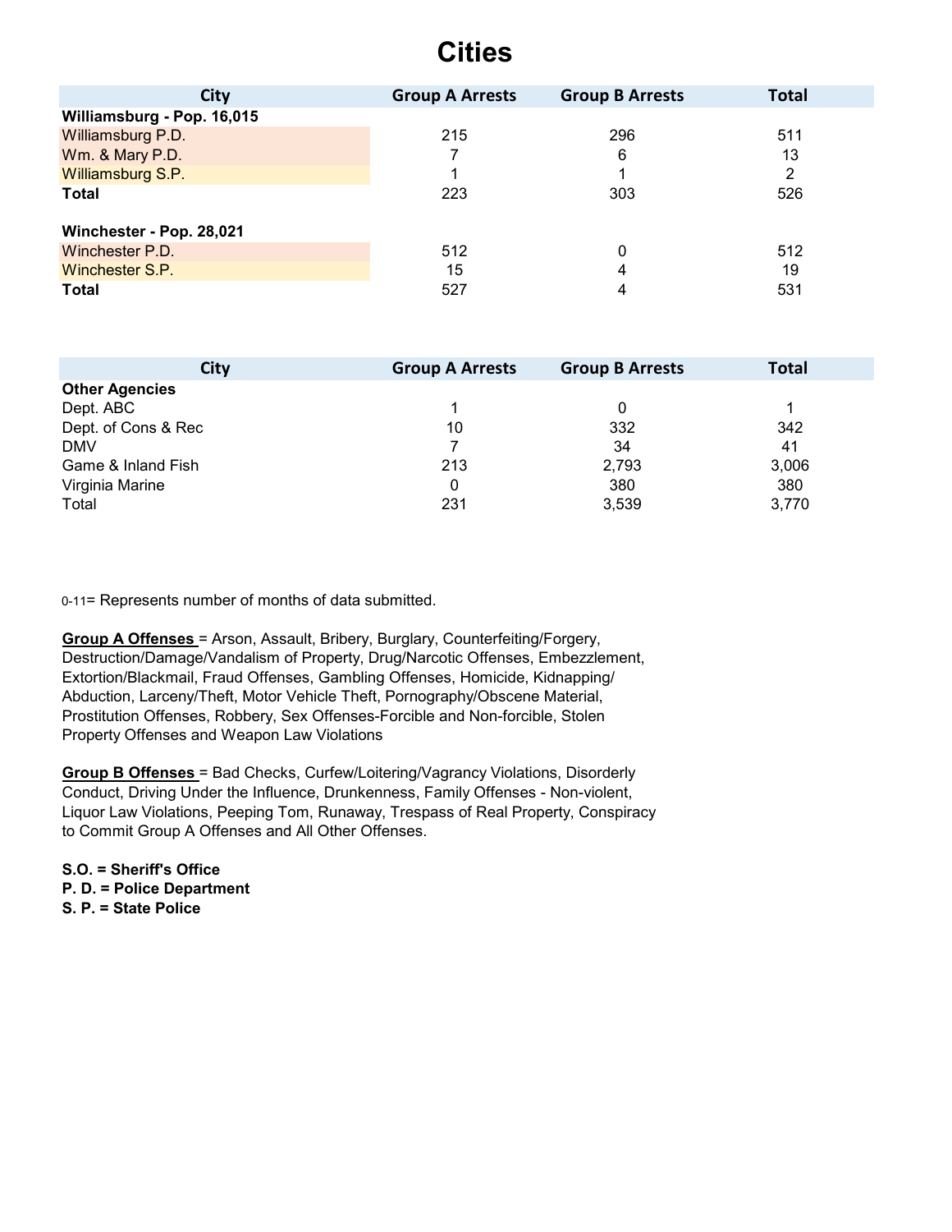# Cities

| City | Group A Arrests | Group B Arrests | Total |
|---|---|---|---|
| **Williamsburg - Pop. 16,015** | | | |
| Williamsburg P.D. | 215 | 296 | 511 |
| Wm. & Mary P.D. | 7 | 6 | 13 |
| Williamsburg S.P. | 1 | 1 | 2 |
| **Total** | 223 | 303 | 526 |
| | | | |
| **Winchester - Pop. 28,021** | | | |
| Winchester P.D. | 512 | 0 | 512 |
| Winchester S.P. | 15 | 4 | 19 |
| **Total** | 527 | 4 | 531 |

| City | Group A Arrests | Group B Arrests | Total |
|---|---|---|---|
| **Other Agencies** | | | |
| Dept. ABC | 1 | 0 | 1 |
| Dept. of Cons & Rec | 10 | 332 | 342 |
| DMV | 7 | 34 | 41 |
| Game & Inland Fish | 213 | 2,793 | 3,006 |
| Virginia Marine | 0 | 380 | 380 |
| Total | 231 | 3,539 | 3,770 |

0-11= Represents number of months of data submitted.

**Group A Offenses** = Arson, Assault, Bribery, Burglary, Counterfeiting/Forgery, Destruction/Damage/Vandalism of Property, Drug/Narcotic Offenses, Embezzlement, Extortion/Blackmail, Fraud Offenses, Gambling Offenses, Homicide, Kidnapping/ Abduction, Larceny/Theft, Motor Vehicle Theft, Pornography/Obscene Material, Prostitution Offenses, Robbery, Sex Offenses-Forcible and Non-forcible, Stolen Property Offenses and Weapon Law Violations

**Group B Offenses** = Bad Checks, Curfew/Loitering/Vagrancy Violations, Disorderly Conduct, Driving Under the Influence, Drunkenness, Family Offenses - Non-violent, Liquor Law Violations, Peeping Tom, Runaway, Trespass of Real Property, Conspiracy to Commit Group A Offenses and All Other Offenses.

**S.O. = Sheriff's Office**
**P. D. = Police Department**
**S. P. = State Police**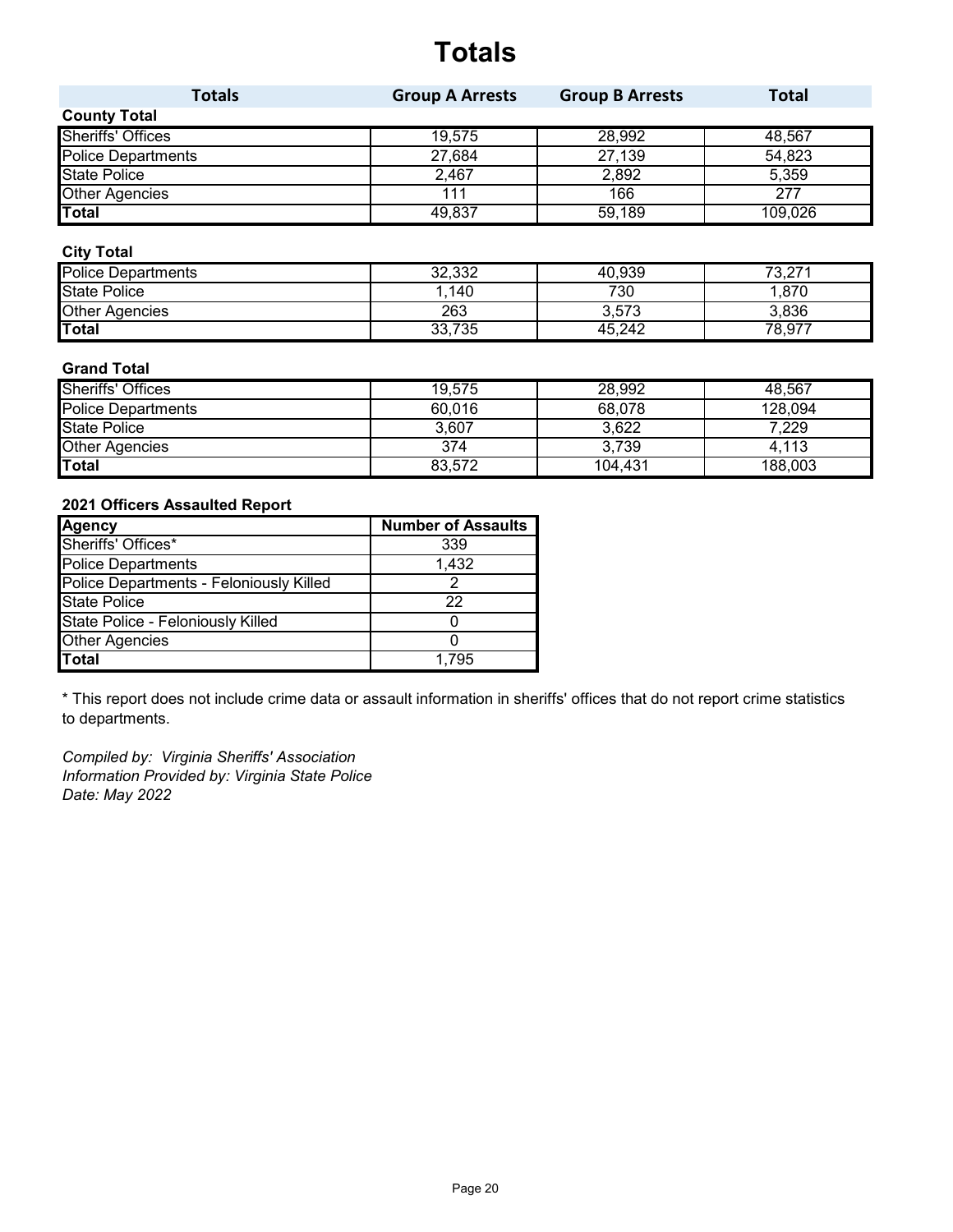# Totals

| Totals | Group A Arrests | Group B Arrests | Total |
| --- | --- | --- | --- |
| **County Total** | | | |
| Sheriffs' Offices | 19,575 | 28,992 | 48,567 |
| Police Departments | 27,684 | 27,139 | 54,823 |
| State Police | 2,467 | 2,892 | 5,359 |
| Other Agencies | 111 | 166 | 277 |
| **Total** | 49,837 | 59,189 | 109,026 |
| **City Total** | | | |
| Police Departments | 32,332 | 40,939 | 73,271 |
| State Police | 1,140 | 730 | 1,870 |
| Other Agencies | 263 | 3,573 | 3,836 |
| **Total** | 33,735 | 45,242 | 78,977 |
| **Grand Total** | | | |
| Sheriffs' Offices | 19,575 | 28,992 | 48,567 |
| Police Departments | 60,016 | 68,078 | 128,094 |
| State Police | 3,607 | 3,622 | 7,229 |
| Other Agencies | 374 | 3,739 | 4,113 |
| **Total** | 83,572 | 104,431 | 188,003 |

**2021 Officers Assaulted Report**

| Agency | Number of Assaults |
| --- | --- |
| Sheriffs' Offices* | 339 |
| Police Departments | 1,432 |
| Police Departments - Feloniously Killed | 2 |
| State Police | 22 |
| State Police - Feloniously Killed | 0 |
| Other Agencies | 0 |
| **Total** | 1,795 |

* This report does not include crime data or assault information in sheriffs' offices that do not report crime statistics to departments.

*Compiled by: Virginia Sheriffs' Association*
*Information Provided by: Virginia State Police*
*Date: May 2022*